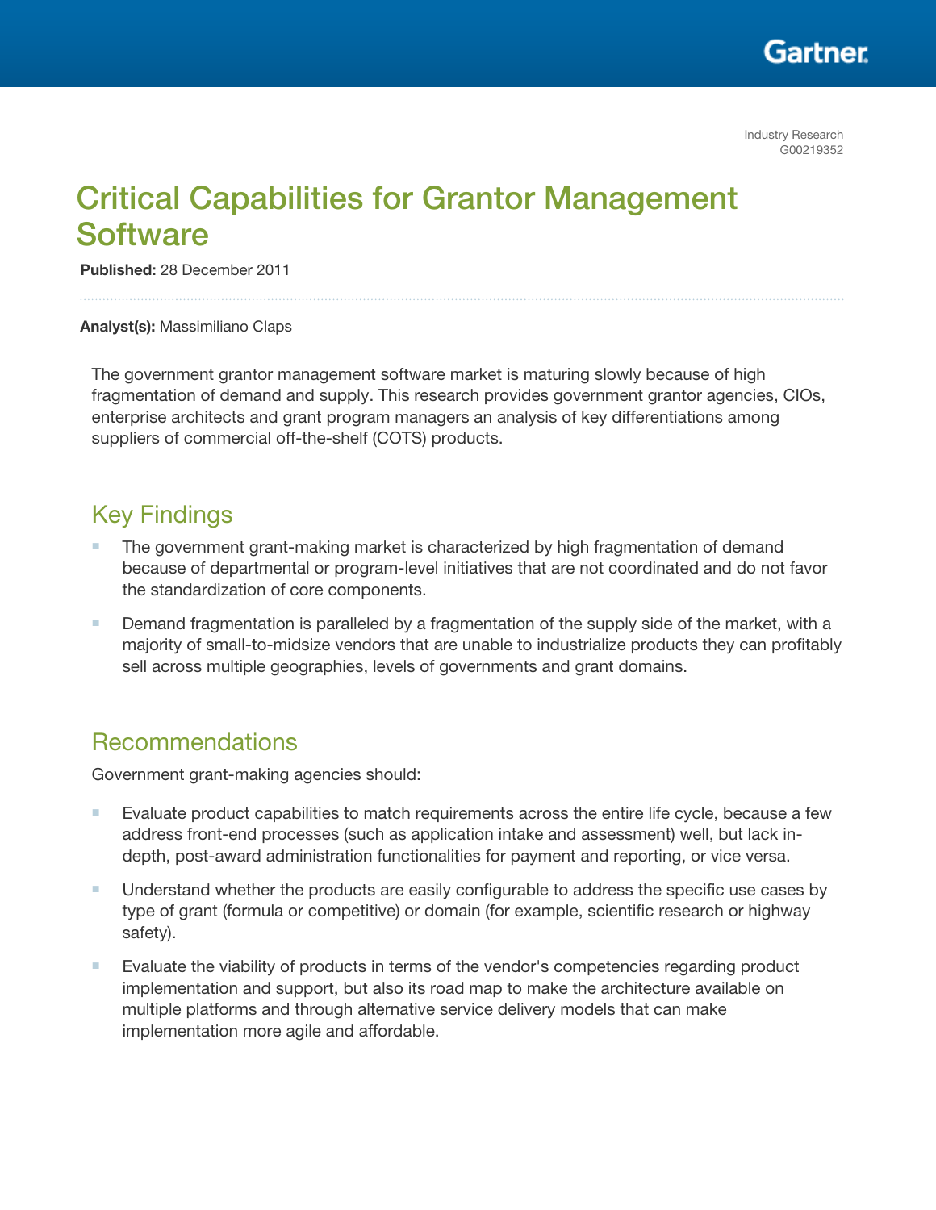Industry Research
G00219352

# Critical Capabilities for Grantor Management Software

**Published:** 28 December 2011

**Analyst(s):** Massimiliano Claps

The government grantor management software market is maturing slowly because of high fragmentation of demand and supply. This research provides government grantor agencies, CIOs, enterprise architects and grant program managers an analysis of key differentiations among suppliers of commercial off-the-shelf (COTS) products.

## Key Findings

- The government grant-making market is characterized by high fragmentation of demand because of departmental or program-level initiatives that are not coordinated and do not favor the standardization of core components.
- Demand fragmentation is paralleled by a fragmentation of the supply side of the market, with a majority of small-to-midsize vendors that are unable to industrialize products they can profitably sell across multiple geographies, levels of governments and grant domains.

## Recommendations

Government grant-making agencies should:

- Evaluate product capabilities to match requirements across the entire life cycle, because a few address front-end processes (such as application intake and assessment) well, but lack in-depth, post-award administration functionalities for payment and reporting, or vice versa.
- Understand whether the products are easily configurable to address the specific use cases by type of grant (formula or competitive) or domain (for example, scientific research or highway safety).
- Evaluate the viability of products in terms of the vendor's competencies regarding product implementation and support, but also its road map to make the architecture available on multiple platforms and through alternative service delivery models that can make implementation more agile and affordable.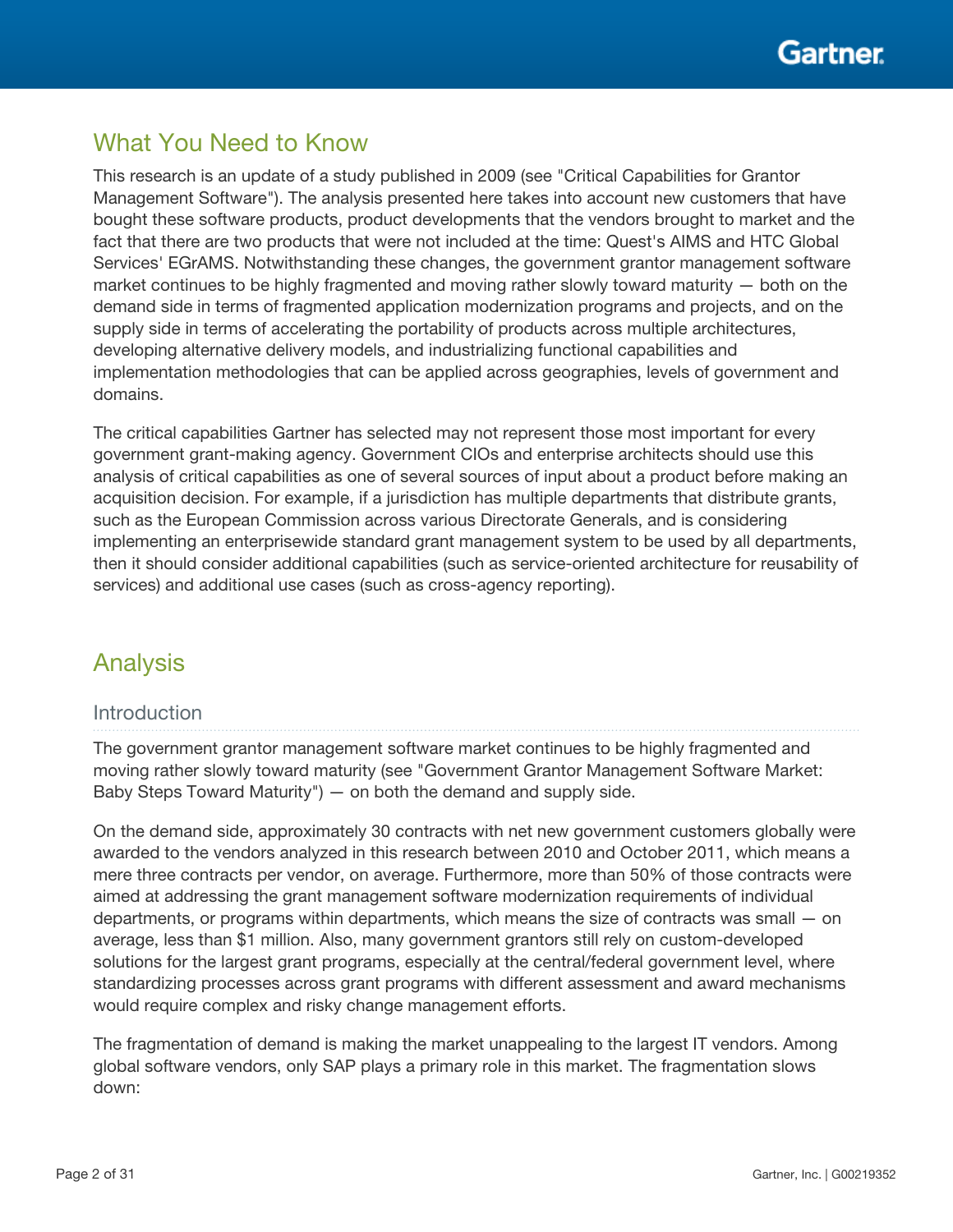## What You Need to Know

This research is an update of a study published in 2009 (see "Critical Capabilities for Grantor Management Software"). The analysis presented here takes into account new customers that have bought these software products, product developments that the vendors brought to market and the fact that there are two products that were not included at the time: Quest's AIMS and HTC Global Services' EGrAMS. Notwithstanding these changes, the government grantor management software market continues to be highly fragmented and moving rather slowly toward maturity — both on the demand side in terms of fragmented application modernization programs and projects, and on the supply side in terms of accelerating the portability of products across multiple architectures, developing alternative delivery models, and industrializing functional capabilities and implementation methodologies that can be applied across geographies, levels of government and domains.

The critical capabilities Gartner has selected may not represent those most important for every government grant-making agency. Government CIOs and enterprise architects should use this analysis of critical capabilities as one of several sources of input about a product before making an acquisition decision. For example, if a jurisdiction has multiple departments that distribute grants, such as the European Commission across various Directorate Generals, and is considering implementing an enterprisewide standard grant management system to be used by all departments, then it should consider additional capabilities (such as service-oriented architecture for reusability of services) and additional use cases (such as cross-agency reporting).

## Analysis

### Introduction

The government grantor management software market continues to be highly fragmented and moving rather slowly toward maturity (see "Government Grantor Management Software Market: Baby Steps Toward Maturity") — on both the demand and supply side.

On the demand side, approximately 30 contracts with net new government customers globally were awarded to the vendors analyzed in this research between 2010 and October 2011, which means a mere three contracts per vendor, on average. Furthermore, more than 50% of those contracts were aimed at addressing the grant management software modernization requirements of individual departments, or programs within departments, which means the size of contracts was small — on average, less than $1 million. Also, many government grantors still rely on custom-developed solutions for the largest grant programs, especially at the central/federal government level, where standardizing processes across grant programs with different assessment and award mechanisms would require complex and risky change management efforts.

The fragmentation of demand is making the market unappealing to the largest IT vendors. Among global software vendors, only SAP plays a primary role in this market. The fragmentation slows down: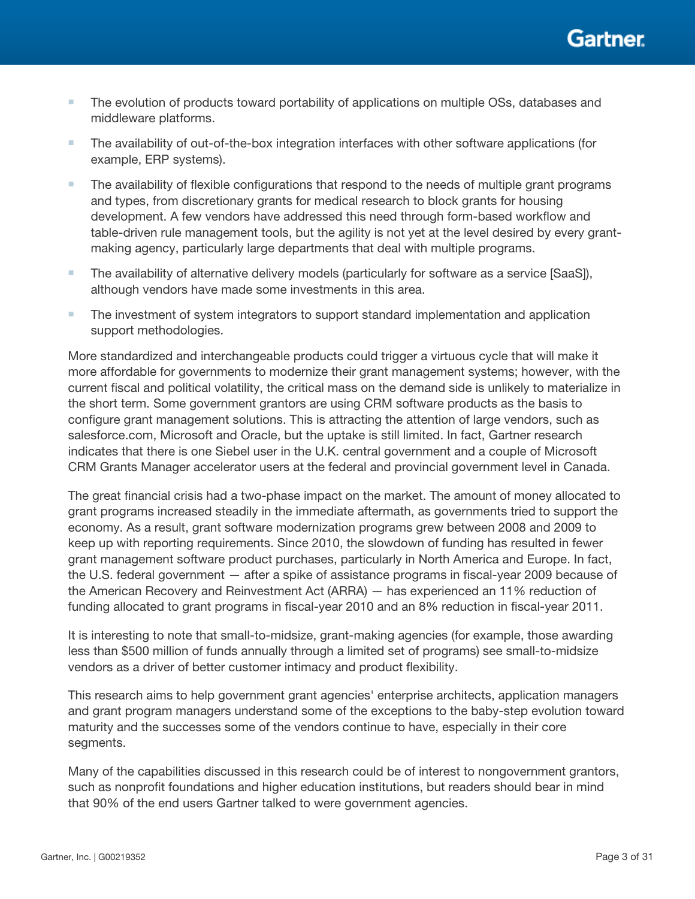- The evolution of products toward portability of applications on multiple OSs, databases and middleware platforms.
- The availability of out-of-the-box integration interfaces with other software applications (for example, ERP systems).
- The availability of flexible configurations that respond to the needs of multiple grant programs and types, from discretionary grants for medical research to block grants for housing development. A few vendors have addressed this need through form-based workflow and table-driven rule management tools, but the agility is not yet at the level desired by every grant-making agency, particularly large departments that deal with multiple programs.
- The availability of alternative delivery models (particularly for software as a service [SaaS]), although vendors have made some investments in this area.
- The investment of system integrators to support standard implementation and application support methodologies.

More standardized and interchangeable products could trigger a virtuous cycle that will make it more affordable for governments to modernize their grant management systems; however, with the current fiscal and political volatility, the critical mass on the demand side is unlikely to materialize in the short term. Some government grantors are using CRM software products as the basis to configure grant management solutions. This is attracting the attention of large vendors, such as salesforce.com, Microsoft and Oracle, but the uptake is still limited. In fact, Gartner research indicates that there is one Siebel user in the U.K. central government and a couple of Microsoft CRM Grants Manager accelerator users at the federal and provincial government level in Canada.

The great financial crisis had a two-phase impact on the market. The amount of money allocated to grant programs increased steadily in the immediate aftermath, as governments tried to support the economy. As a result, grant software modernization programs grew between 2008 and 2009 to keep up with reporting requirements. Since 2010, the slowdown of funding has resulted in fewer grant management software product purchases, particularly in North America and Europe. In fact, the U.S. federal government — after a spike of assistance programs in fiscal-year 2009 because of the American Recovery and Reinvestment Act (ARRA) — has experienced an 11% reduction of funding allocated to grant programs in fiscal-year 2010 and an 8% reduction in fiscal-year 2011.

It is interesting to note that small-to-midsize, grant-making agencies (for example, those awarding less than $500 million of funds annually through a limited set of programs) see small-to-midsize vendors as a driver of better customer intimacy and product flexibility.

This research aims to help government grant agencies' enterprise architects, application managers and grant program managers understand some of the exceptions to the baby-step evolution toward maturity and the successes some of the vendors continue to have, especially in their core segments.

Many of the capabilities discussed in this research could be of interest to nongovernment grantors, such as nonprofit foundations and higher education institutions, but readers should bear in mind that 90% of the end users Gartner talked to were government agencies.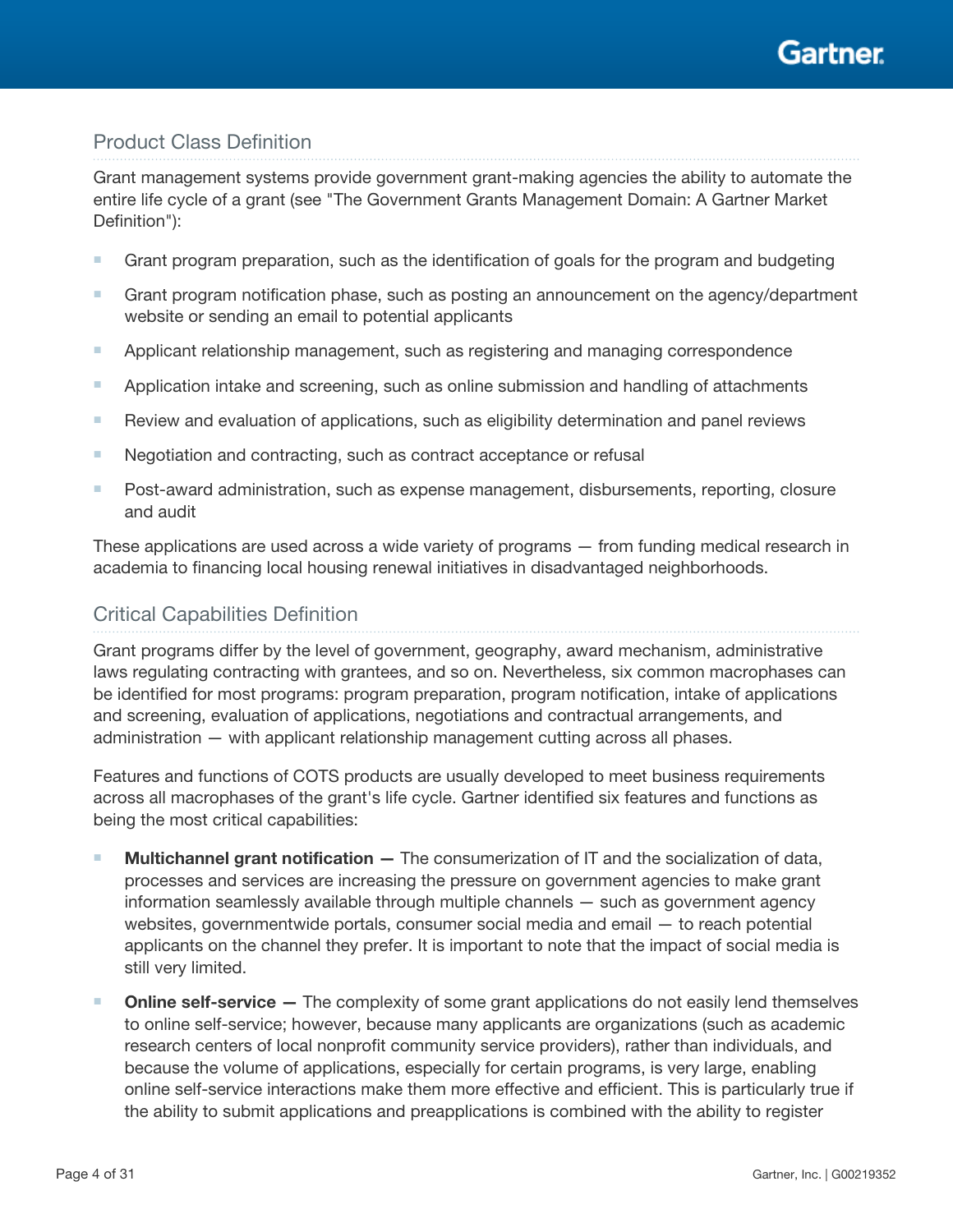## Product Class Definition

Grant management systems provide government grant-making agencies the ability to automate the entire life cycle of a grant (see "The Government Grants Management Domain: A Gartner Market Definition"):

- Grant program preparation, such as the identification of goals for the program and budgeting
- Grant program notification phase, such as posting an announcement on the agency/department website or sending an email to potential applicants
- Applicant relationship management, such as registering and managing correspondence
- Application intake and screening, such as online submission and handling of attachments
- Review and evaluation of applications, such as eligibility determination and panel reviews
- Negotiation and contracting, such as contract acceptance or refusal
- Post-award administration, such as expense management, disbursements, reporting, closure and audit

These applications are used across a wide variety of programs — from funding medical research in academia to financing local housing renewal initiatives in disadvantaged neighborhoods.

## Critical Capabilities Definition

Grant programs differ by the level of government, geography, award mechanism, administrative laws regulating contracting with grantees, and so on. Nevertheless, six common macrophases can be identified for most programs: program preparation, program notification, intake of applications and screening, evaluation of applications, negotiations and contractual arrangements, and administration — with applicant relationship management cutting across all phases.

Features and functions of COTS products are usually developed to meet business requirements across all macrophases of the grant's life cycle. Gartner identified six features and functions as being the most critical capabilities:

- **Multichannel grant notification —** The consumerization of IT and the socialization of data, processes and services are increasing the pressure on government agencies to make grant information seamlessly available through multiple channels — such as government agency websites, governmentwide portals, consumer social media and email — to reach potential applicants on the channel they prefer. It is important to note that the impact of social media is still very limited.
- **Online self-service —** The complexity of some grant applications do not easily lend themselves to online self-service; however, because many applicants are organizations (such as academic research centers of local nonprofit community service providers), rather than individuals, and because the volume of applications, especially for certain programs, is very large, enabling online self-service interactions make them more effective and efficient. This is particularly true if the ability to submit applications and preapplications is combined with the ability to register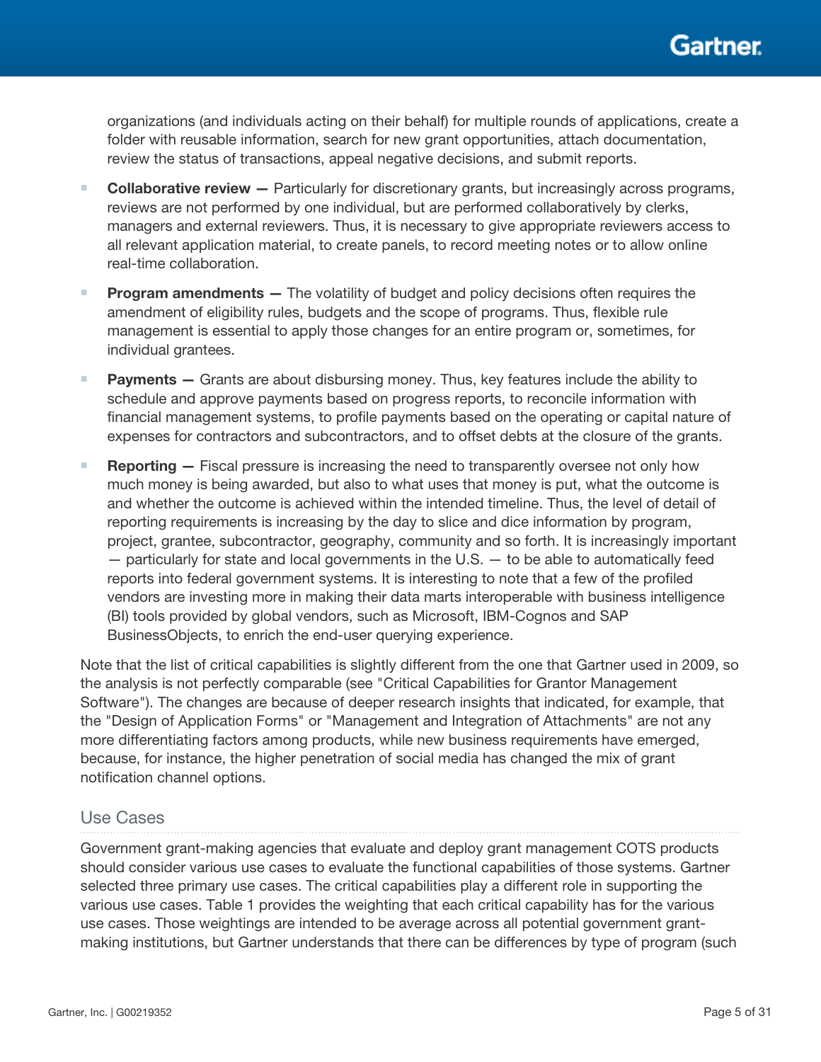organizations (and individuals acting on their behalf) for multiple rounds of applications, create a folder with reusable information, search for new grant opportunities, attach documentation, review the status of transactions, appeal negative decisions, and submit reports.

- **Collaborative review —** Particularly for discretionary grants, but increasingly across programs, reviews are not performed by one individual, but are performed collaboratively by clerks, managers and external reviewers. Thus, it is necessary to give appropriate reviewers access to all relevant application material, to create panels, to record meeting notes or to allow online real-time collaboration.
- **Program amendments —** The volatility of budget and policy decisions often requires the amendment of eligibility rules, budgets and the scope of programs. Thus, flexible rule management is essential to apply those changes for an entire program or, sometimes, for individual grantees.
- **Payments —** Grants are about disbursing money. Thus, key features include the ability to schedule and approve payments based on progress reports, to reconcile information with financial management systems, to profile payments based on the operating or capital nature of expenses for contractors and subcontractors, and to offset debts at the closure of the grants.
- **Reporting —** Fiscal pressure is increasing the need to transparently oversee not only how much money is being awarded, but also to what uses that money is put, what the outcome is and whether the outcome is achieved within the intended timeline. Thus, the level of detail of reporting requirements is increasing by the day to slice and dice information by program, project, grantee, subcontractor, geography, community and so forth. It is increasingly important — particularly for state and local governments in the U.S. — to be able to automatically feed reports into federal government systems. It is interesting to note that a few of the profiled vendors are investing more in making their data marts interoperable with business intelligence (BI) tools provided by global vendors, such as Microsoft, IBM-Cognos and SAP BusinessObjects, to enrich the end-user querying experience.

Note that the list of critical capabilities is slightly different from the one that Gartner used in 2009, so the analysis is not perfectly comparable (see "Critical Capabilities for Grantor Management Software"). The changes are because of deeper research insights that indicated, for example, that the "Design of Application Forms" or "Management and Integration of Attachments" are not any more differentiating factors among products, while new business requirements have emerged, because, for instance, the higher penetration of social media has changed the mix of grant notification channel options.

## Use Cases

Government grant-making agencies that evaluate and deploy grant management COTS products should consider various use cases to evaluate the functional capabilities of those systems. Gartner selected three primary use cases. The critical capabilities play a different role in supporting the various use cases. Table 1 provides the weighting that each critical capability has for the various use cases. Those weightings are intended to be average across all potential government grant-making institutions, but Gartner understands that there can be differences by type of program (such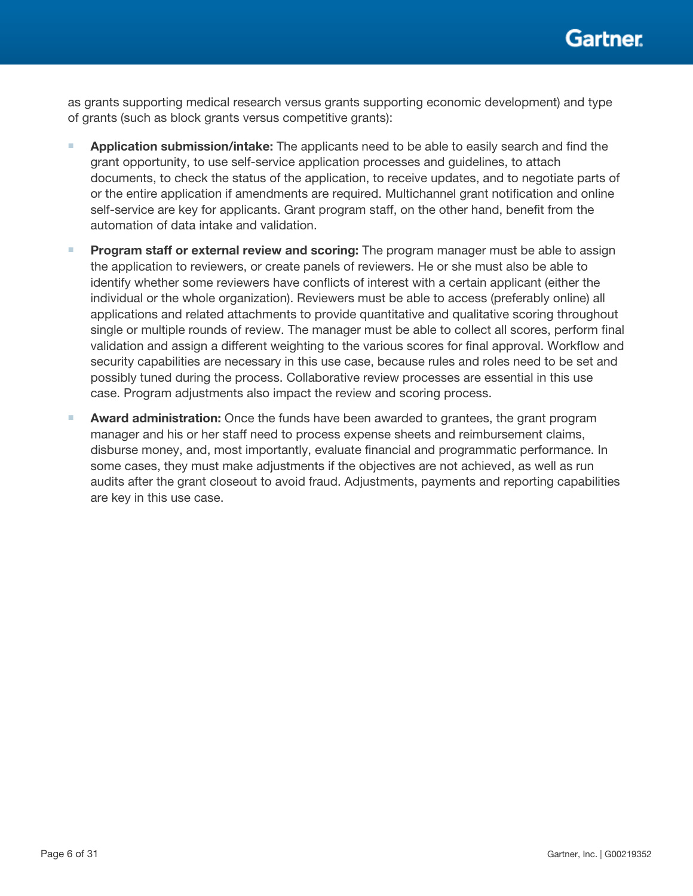as grants supporting medical research versus grants supporting economic development) and type of grants (such as block grants versus competitive grants):

- **Application submission/intake:** The applicants need to be able to easily search and find the grant opportunity, to use self-service application processes and guidelines, to attach documents, to check the status of the application, to receive updates, and to negotiate parts of or the entire application if amendments are required. Multichannel grant notification and online self-service are key for applicants. Grant program staff, on the other hand, benefit from the automation of data intake and validation.
- **Program staff or external review and scoring:** The program manager must be able to assign the application to reviewers, or create panels of reviewers. He or she must also be able to identify whether some reviewers have conflicts of interest with a certain applicant (either the individual or the whole organization). Reviewers must be able to access (preferably online) all applications and related attachments to provide quantitative and qualitative scoring throughout single or multiple rounds of review. The manager must be able to collect all scores, perform final validation and assign a different weighting to the various scores for final approval. Workflow and security capabilities are necessary in this use case, because rules and roles need to be set and possibly tuned during the process. Collaborative review processes are essential in this use case. Program adjustments also impact the review and scoring process.
- **Award administration:** Once the funds have been awarded to grantees, the grant program manager and his or her staff need to process expense sheets and reimbursement claims, disburse money, and, most importantly, evaluate financial and programmatic performance. In some cases, they must make adjustments if the objectives are not achieved, as well as run audits after the grant closeout to avoid fraud. Adjustments, payments and reporting capabilities are key in this use case.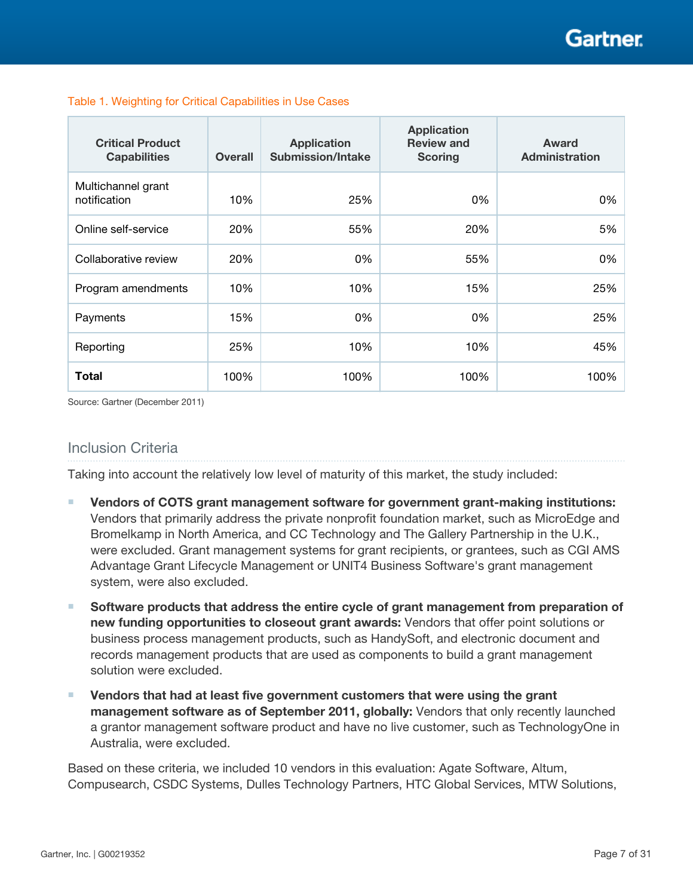Table 1. Weighting for Critical Capabilities in Use Cases

| Critical Product Capabilities | Overall | Application Submission/Intake | Application Review and Scoring | Award Administration |
|---|---|---|---|---|
| Multichannel grant notification | 10% | 25% | 0% | 0% |
| Online self-service | 20% | 55% | 20% | 5% |
| Collaborative review | 20% | 0% | 55% | 0% |
| Program amendments | 10% | 10% | 15% | 25% |
| Payments | 15% | 0% | 0% | 25% |
| Reporting | 25% | 10% | 10% | 45% |
| **Total** | 100% | 100% | 100% | 100% |

Source: Gartner (December 2011)

## Inclusion Criteria

Taking into account the relatively low level of maturity of this market, the study included:

- **Vendors of COTS grant management software for government grant-making institutions:** Vendors that primarily address the private nonprofit foundation market, such as MicroEdge and Bromelkamp in North America, and CC Technology and The Gallery Partnership in the U.K., were excluded. Grant management systems for grant recipients, or grantees, such as CGI AMS Advantage Grant Lifecycle Management or UNIT4 Business Software's grant management system, were also excluded.
- **Software products that address the entire cycle of grant management from preparation of new funding opportunities to closeout grant awards:** Vendors that offer point solutions or business process management products, such as HandySoft, and electronic document and records management products that are used as components to build a grant management solution were excluded.
- **Vendors that had at least five government customers that were using the grant management software as of September 2011, globally:** Vendors that only recently launched a grantor management software product and have no live customer, such as TechnologyOne in Australia, were excluded.

Based on these criteria, we included 10 vendors in this evaluation: Agate Software, Altum, Compusearch, CSDC Systems, Dulles Technology Partners, HTC Global Services, MTW Solutions,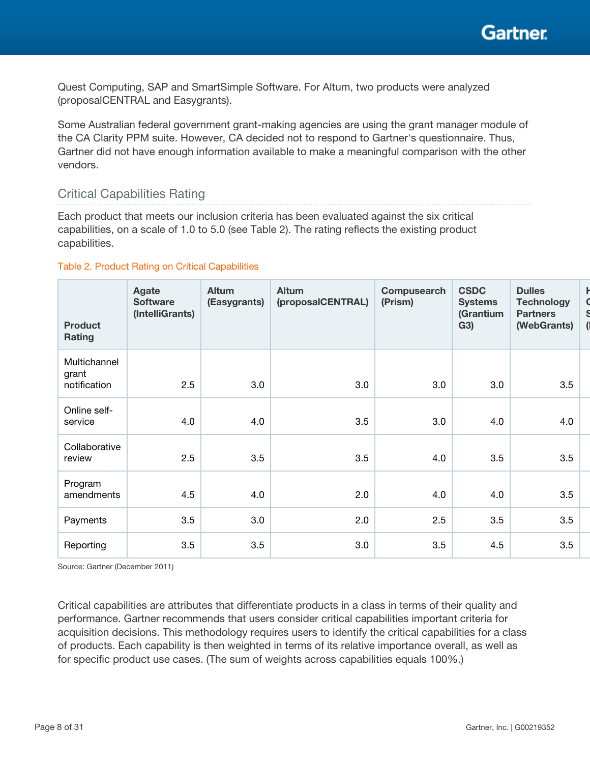Quest Computing, SAP and SmartSimple Software. For Altum, two products were analyzed (proposalCENTRAL and Easygrants).

Some Australian federal government grant-making agencies are using the grant manager module of the CA Clarity PPM suite. However, CA decided not to respond to Gartner's questionnaire. Thus, Gartner did not have enough information available to make a meaningful comparison with the other vendors.

## Critical Capabilities Rating

Each product that meets our inclusion criteria has been evaluated against the six critical capabilities, on a scale of 1.0 to 5.0 (see Table 2). The rating reflects the existing product capabilities.

Table 2. Product Rating on Critical Capabilities

| Product Rating | Agate Software (IntelliGrants) | Altum (Easygrants) | Altum (proposalCENTRAL) | Compusearch (Prism) | CSDC Systems (Grantium G3) | Dulles Technology Partners (WebGrants) |
|---|---|---|---|---|---|---|
| Multichannel grant notification | 2.5 | 3.0 | 3.0 | 3.0 | 3.0 | 3.5 |
| Online self-service | 4.0 | 4.0 | 3.5 | 3.0 | 4.0 | 4.0 |
| Collaborative review | 2.5 | 3.5 | 3.5 | 4.0 | 3.5 | 3.5 |
| Program amendments | 4.5 | 4.0 | 2.0 | 4.0 | 4.0 | 3.5 |
| Payments | 3.5 | 3.0 | 2.0 | 2.5 | 3.5 | 3.5 |
| Reporting | 3.5 | 3.5 | 3.0 | 3.5 | 4.5 | 3.5 |

Source: Gartner (December 2011)

Critical capabilities are attributes that differentiate products in a class in terms of their quality and performance. Gartner recommends that users consider critical capabilities important criteria for acquisition decisions. This methodology requires users to identify the critical capabilities for a class of products. Each capability is then weighted in terms of its relative importance overall, as well as for specific product use cases. (The sum of weights across capabilities equals 100%.)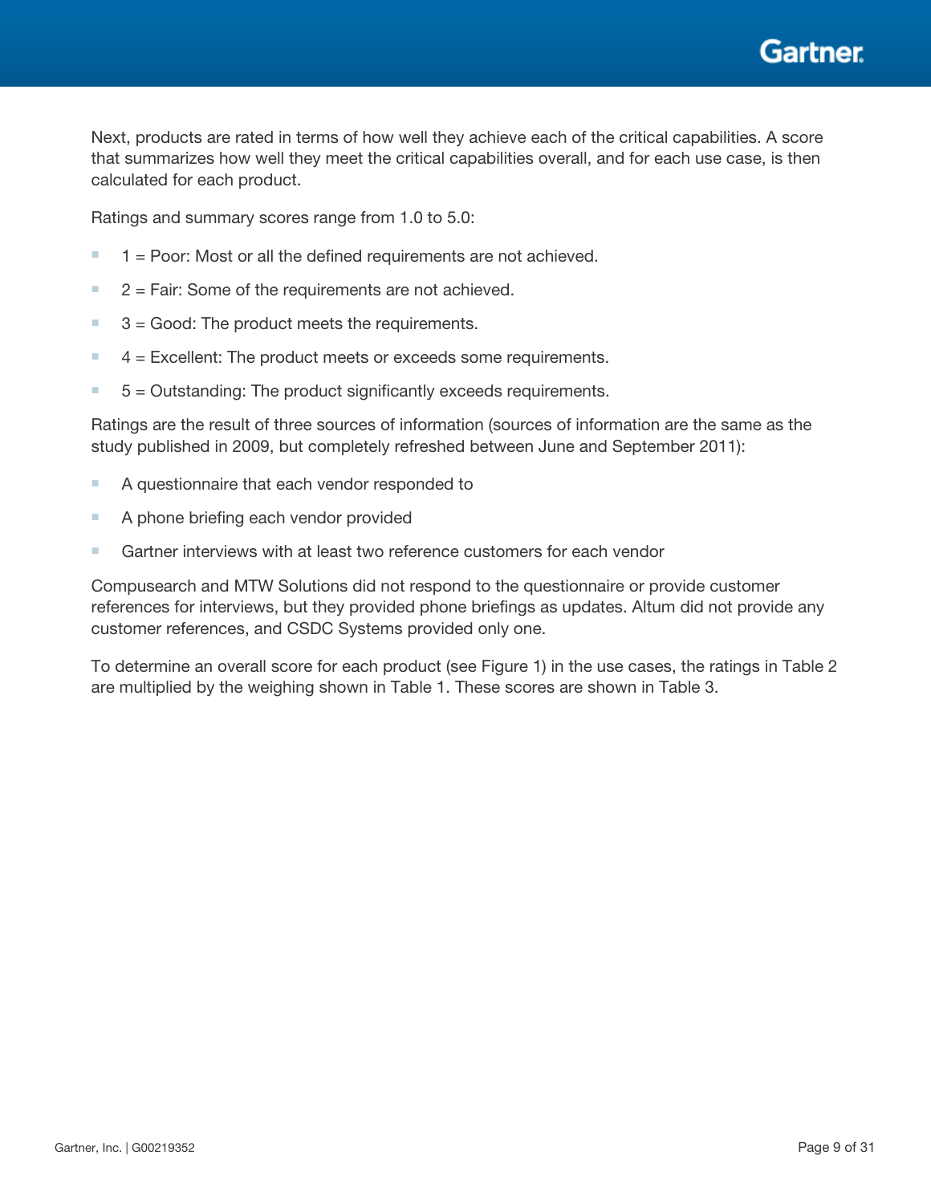Next, products are rated in terms of how well they achieve each of the critical capabilities. A score that summarizes how well they meet the critical capabilities overall, and for each use case, is then calculated for each product.

Ratings and summary scores range from 1.0 to 5.0:

- 1 = Poor: Most or all the defined requirements are not achieved.
- 2 = Fair: Some of the requirements are not achieved.
- 3 = Good: The product meets the requirements.
- 4 = Excellent: The product meets or exceeds some requirements.
- 5 = Outstanding: The product significantly exceeds requirements.

Ratings are the result of three sources of information (sources of information are the same as the study published in 2009, but completely refreshed between June and September 2011):

- A questionnaire that each vendor responded to
- A phone briefing each vendor provided
- Gartner interviews with at least two reference customers for each vendor

Compusearch and MTW Solutions did not respond to the questionnaire or provide customer references for interviews, but they provided phone briefings as updates. Altum did not provide any customer references, and CSDC Systems provided only one.

To determine an overall score for each product (see Figure 1) in the use cases, the ratings in Table 2 are multiplied by the weighing shown in Table 1. These scores are shown in Table 3.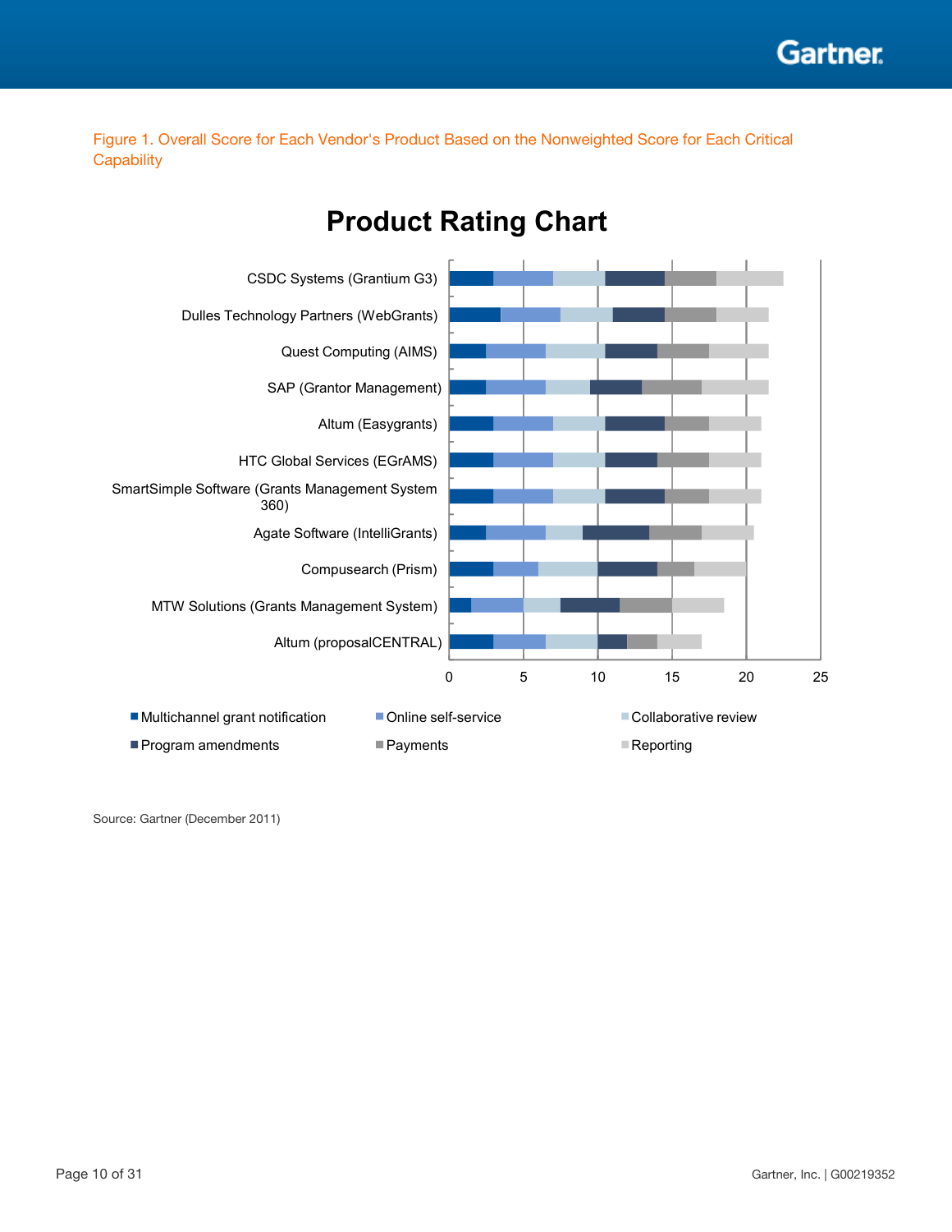Figure 1. Overall Score for Each Vendor's Product Based on the Nonweighted Score for Each Critical Capability

**Product Rating Chart**

CSDC Systems (Grantium G3)
Dulles Technology Partners (WebGrants)
Quest Computing (AIMS)
SAP (Grantor Management)
Altum (Easygrants)
HTC Global Services (EGrAMS)
SmartSimple Software (Grants Management System 360)
Agate Software (IntelliGrants)
Compusearch (Prism)
MTW Solutions (Grants Management System)
Altum (proposalCENTRAL)

0 5 10 15 20 25

- Multichannel grant notification
- Online self-service
- Collaborative review
- Program amendments
- Payments
- Reporting

Source: Gartner (December 2011)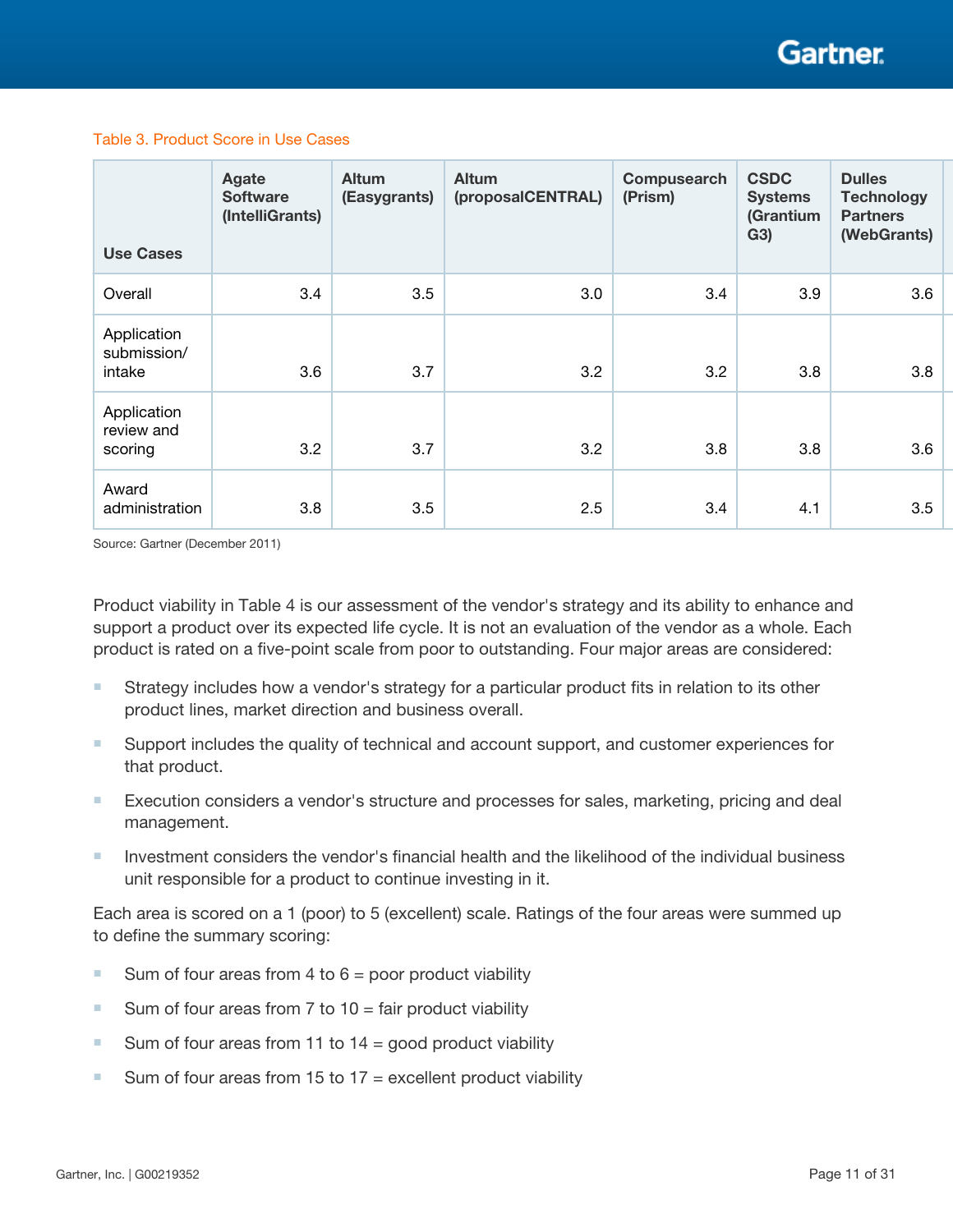Table 3. Product Score in Use Cases

| Use Cases | Agate Software (IntelliGrants) | Altum (Easygrants) | Altum (proposalCENTRAL) | Compusearch (Prism) | CSDC Systems (Grantium G3) | Dulles Technology Partners (WebGrants) |
|---|---|---|---|---|---|---|
| Overall | 3.4 | 3.5 | 3.0 | 3.4 | 3.9 | 3.6 |
| Application submission/ intake | 3.6 | 3.7 | 3.2 | 3.2 | 3.8 | 3.8 |
| Application review and scoring | 3.2 | 3.7 | 3.2 | 3.8 | 3.8 | 3.6 |
| Award administration | 3.8 | 3.5 | 2.5 | 3.4 | 4.1 | 3.5 |

Source: Gartner (December 2011)

Product viability in Table 4 is our assessment of the vendor's strategy and its ability to enhance and support a product over its expected life cycle. It is not an evaluation of the vendor as a whole. Each product is rated on a five-point scale from poor to outstanding. Four major areas are considered:

- Strategy includes how a vendor's strategy for a particular product fits in relation to its other product lines, market direction and business overall.
- Support includes the quality of technical and account support, and customer experiences for that product.
- Execution considers a vendor's structure and processes for sales, marketing, pricing and deal management.
- Investment considers the vendor's financial health and the likelihood of the individual business unit responsible for a product to continue investing in it.

Each area is scored on a 1 (poor) to 5 (excellent) scale. Ratings of the four areas were summed up to define the summary scoring:

- Sum of four areas from 4 to 6 = poor product viability
- Sum of four areas from 7 to 10 = fair product viability
- Sum of four areas from 11 to 14 = good product viability
- Sum of four areas from 15 to 17 = excellent product viability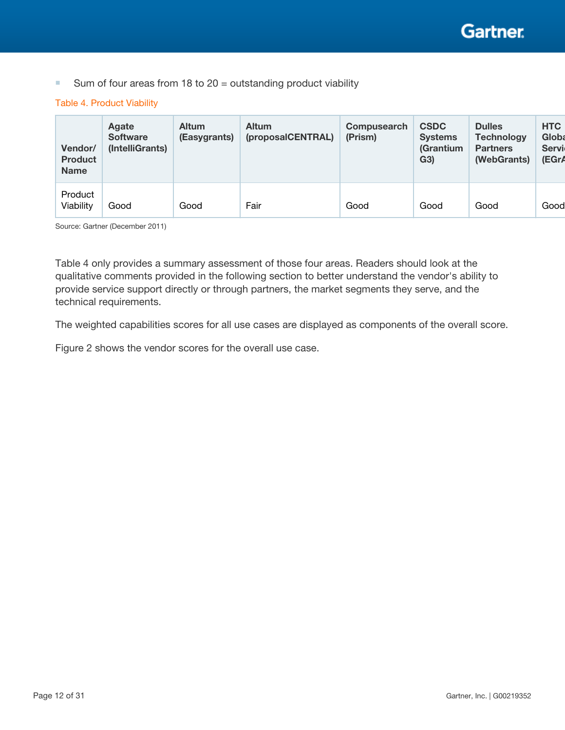- Sum of four areas from 18 to 20 = outstanding product viability

Table 4. Product Viability

| Vendor/ Product Name | Agate Software (IntelliGrants) | Altum (Easygrants) | Altum (proposalCENTRAL) | Compusearch (Prism) | CSDC Systems (Grantium G3) | Dulles Technology Partners (WebGrants) | HTC Globa Servi (EGrA |
|---|---|---|---|---|---|---|---|
| Product Viability | Good | Good | Fair | Good | Good | Good | Good |

Source: Gartner (December 2011)

Table 4 only provides a summary assessment of those four areas. Readers should look at the qualitative comments provided in the following section to better understand the vendor's ability to provide service support directly or through partners, the market segments they serve, and the technical requirements.

The weighted capabilities scores for all use cases are displayed as components of the overall score.

Figure 2 shows the vendor scores for the overall use case.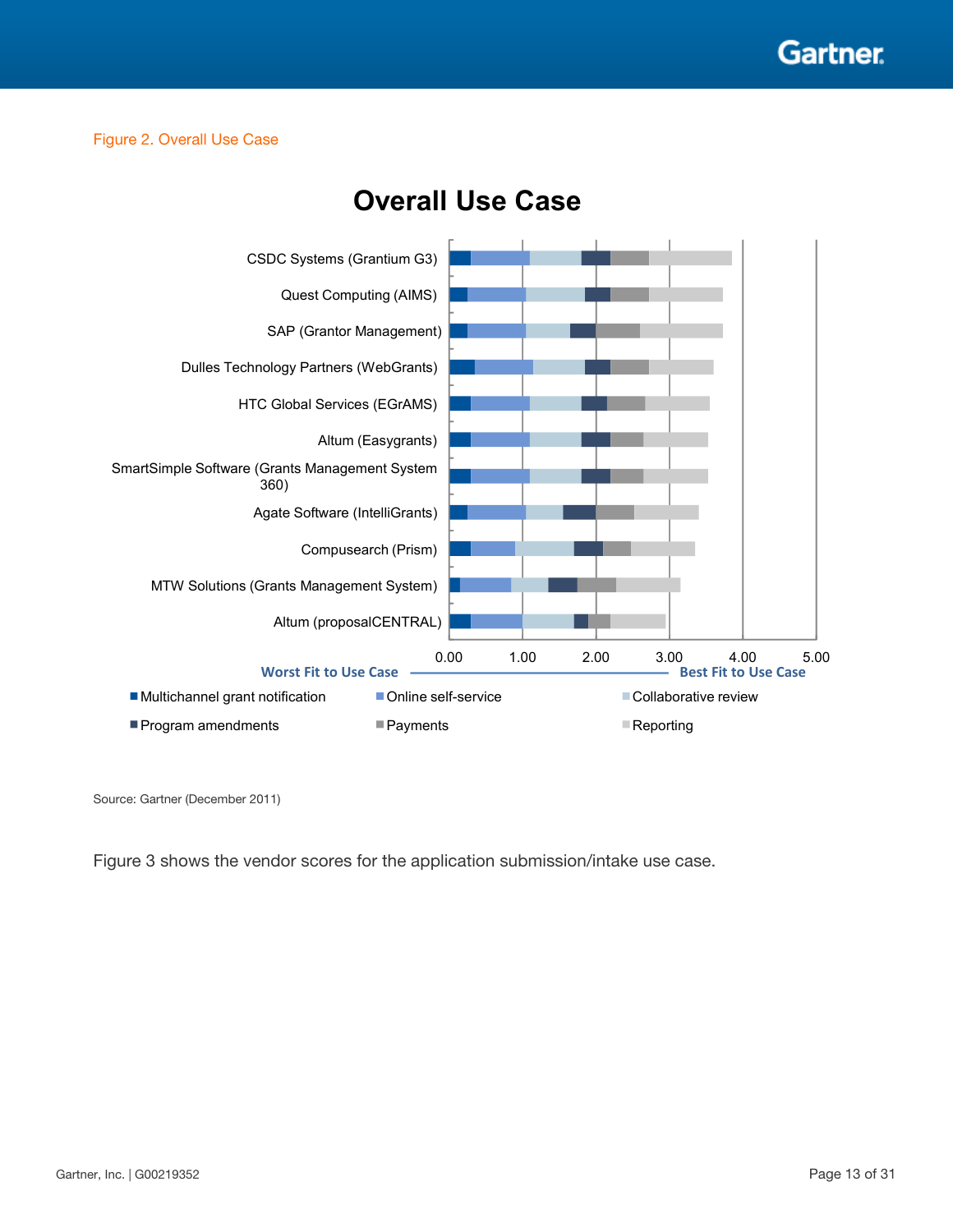Figure 2. Overall Use Case

**Overall Use Case**

CSDC Systems (Grantium G3)

Quest Computing (AIMS)

SAP (Grantor Management)

Dulles Technology Partners (WebGrants)

HTC Global Services (EGrAMS)

Altum (Easygrants)

SmartSimple Software (Grants Management System 360)

Agate Software (IntelliGrants)

Compusearch (Prism)

MTW Solutions (Grants Management System)

Altum (proposalCENTRAL)

0.00 1.00 2.00 3.00 4.00 5.00

Worst Fit to Use Case — Best Fit to Use Case

- Multichannel grant notification
- Online self-service
- Collaborative review
- Program amendments
- Payments
- Reporting

Source: Gartner (December 2011)

Figure 3 shows the vendor scores for the application submission/intake use case.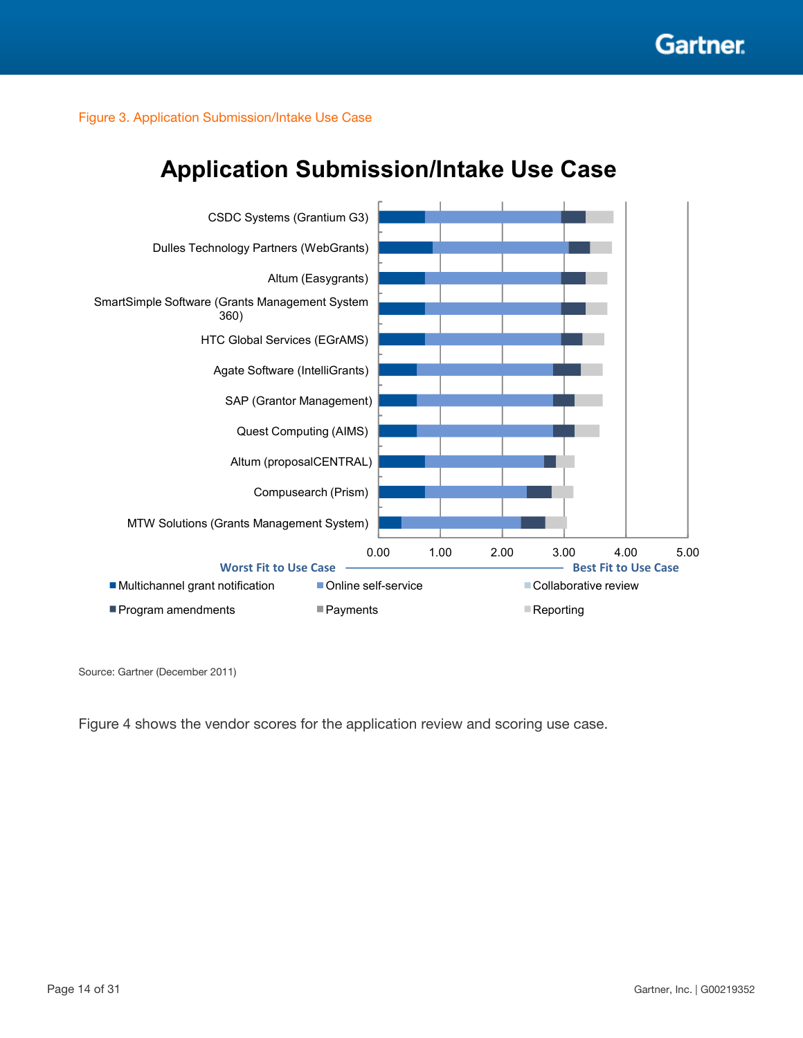Figure 3. Application Submission/Intake Use Case

**Application Submission/Intake Use Case**

CSDC Systems (Grantium G3)
Dulles Technology Partners (WebGrants)
Altum (Easygrants)
SmartSimple Software (Grants Management System 360)
HTC Global Services (EGrAMS)
Agate Software (IntelliGrants)
SAP (Grantor Management)
Quest Computing (AIMS)
Altum (proposalCENTRAL)
Compusearch (Prism)
MTW Solutions (Grants Management System)

0.00 1.00 2.00 3.00 4.00 5.00

Worst Fit to Use Case — Best Fit to Use Case

■ Multichannel grant notification ■ Online self-service ■ Collaborative review
■ Program amendments ■ Payments ■ Reporting

Source: Gartner (December 2011)

Figure 4 shows the vendor scores for the application review and scoring use case.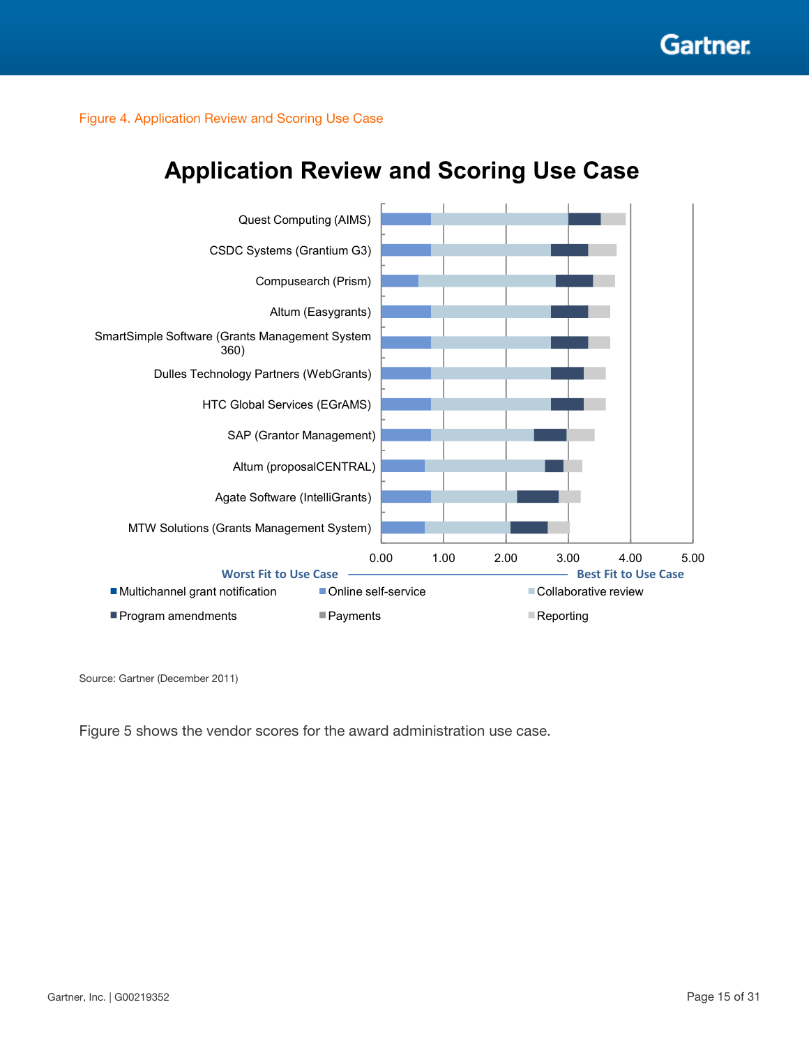Figure 4. Application Review and Scoring Use Case

## Application Review and Scoring Use Case

Quest Computing (AIMS)
CSDC Systems (Grantium G3)
Compusearch (Prism)
Altum (Easygrants)
SmartSimple Software (Grants Management System 360)
Dulles Technology Partners (WebGrants)
HTC Global Services (EGrAMS)
SAP (Grantor Management)
Altum (proposalCENTRAL)
Agate Software (IntelliGrants)
MTW Solutions (Grants Management System)

0.00 1.00 2.00 3.00 4.00 5.00

Worst Fit to Use Case — Best Fit to Use Case

- Multichannel grant notification
- Online self-service
- Collaborative review
- Program amendments
- Payments
- Reporting

Source: Gartner (December 2011)

Figure 5 shows the vendor scores for the award administration use case.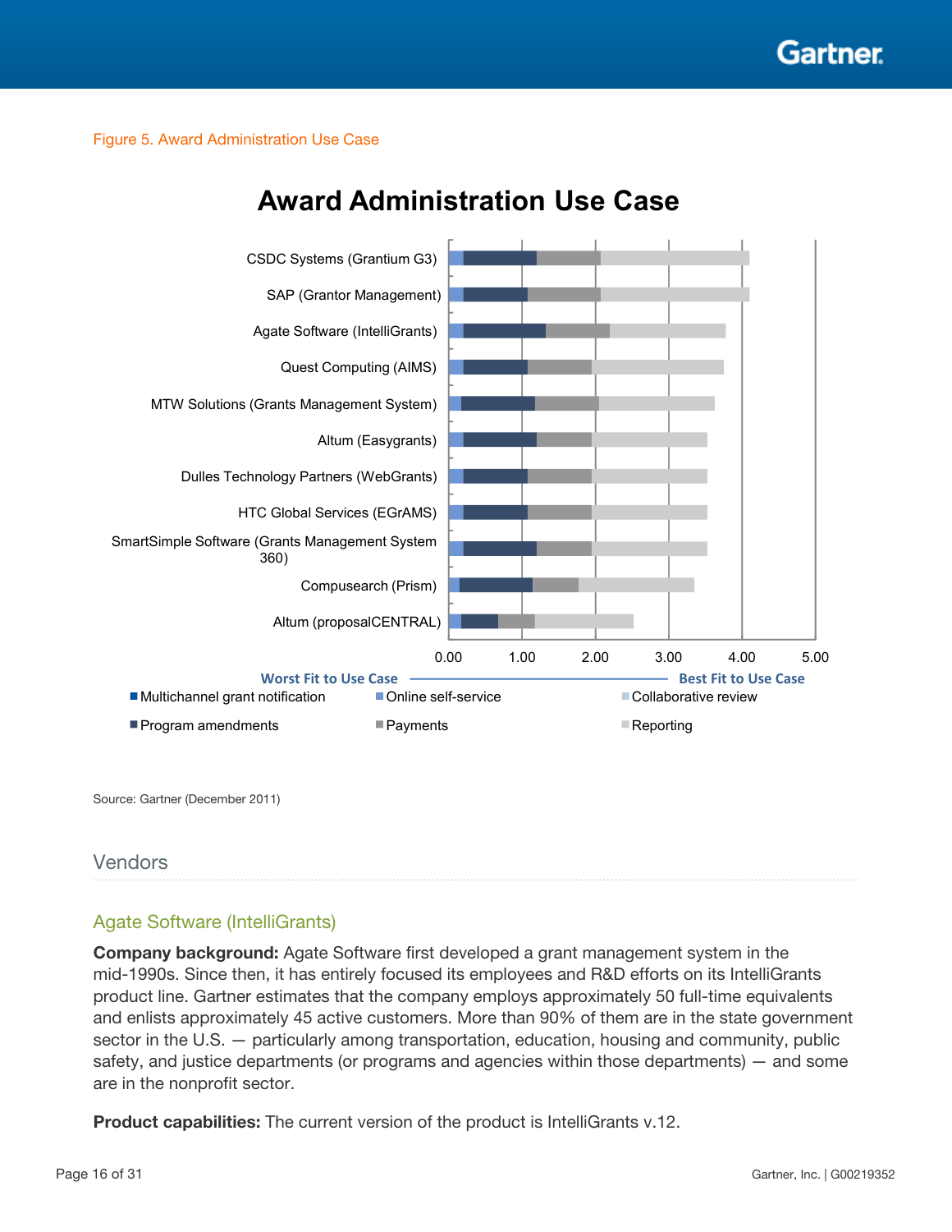Figure 5. Award Administration Use Case

## Vendors

### Agate Software (IntelliGrants)

**Company background:** Agate Software first developed a grant management system in the mid-1990s. Since then, it has entirely focused its employees and R&D efforts on its IntelliGrants product line. Gartner estimates that the company employs approximately 50 full-time equivalents and enlists approximately 45 active customers. More than 90% of them are in the state government sector in the U.S. — particularly among transportation, education, housing and community, public safety, and justice departments (or programs and agencies within those departments) — and some are in the nonprofit sector.

**Product capabilities:** The current version of the product is IntelliGrants v.12.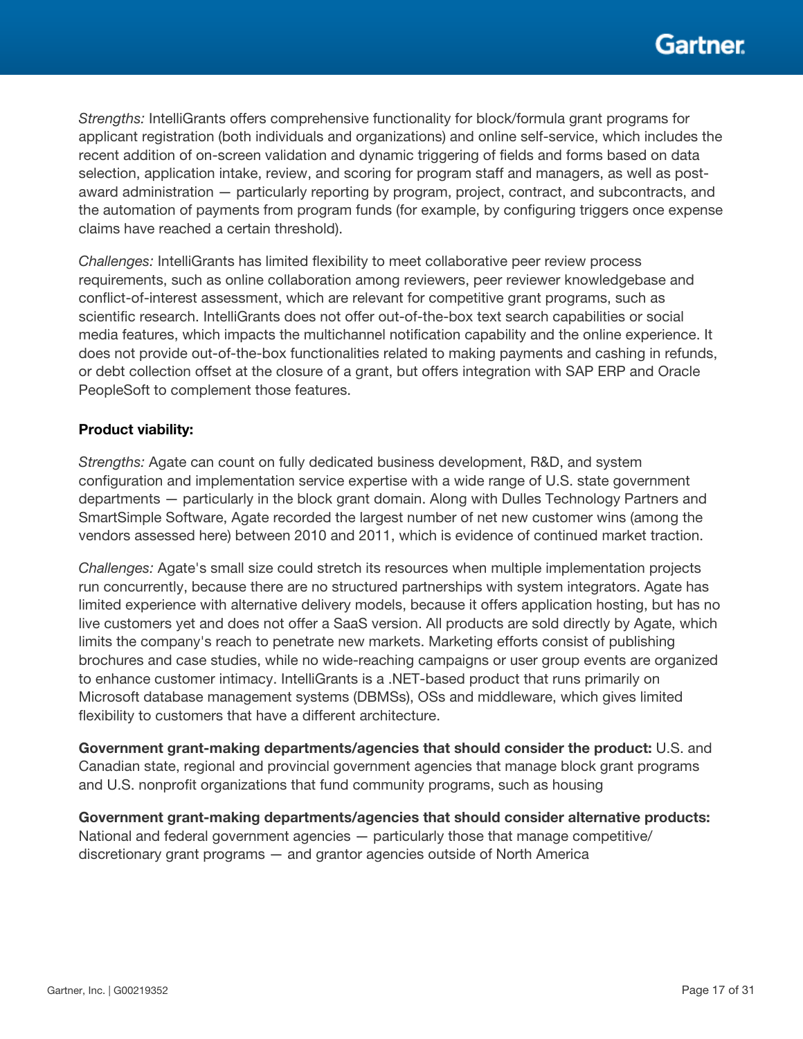*Strengths:* IntelliGrants offers comprehensive functionality for block/formula grant programs for applicant registration (both individuals and organizations) and online self-service, which includes the recent addition of on-screen validation and dynamic triggering of fields and forms based on data selection, application intake, review, and scoring for program staff and managers, as well as post-award administration — particularly reporting by program, project, contract, and subcontracts, and the automation of payments from program funds (for example, by configuring triggers once expense claims have reached a certain threshold).

*Challenges:* IntelliGrants has limited flexibility to meet collaborative peer review process requirements, such as online collaboration among reviewers, peer reviewer knowledgebase and conflict-of-interest assessment, which are relevant for competitive grant programs, such as scientific research. IntelliGrants does not offer out-of-the-box text search capabilities or social media features, which impacts the multichannel notification capability and the online experience. It does not provide out-of-the-box functionalities related to making payments and cashing in refunds, or debt collection offset at the closure of a grant, but offers integration with SAP ERP and Oracle PeopleSoft to complement those features.

**Product viability:**

*Strengths:* Agate can count on fully dedicated business development, R&D, and system configuration and implementation service expertise with a wide range of U.S. state government departments — particularly in the block grant domain. Along with Dulles Technology Partners and SmartSimple Software, Agate recorded the largest number of net new customer wins (among the vendors assessed here) between 2010 and 2011, which is evidence of continued market traction.

*Challenges:* Agate's small size could stretch its resources when multiple implementation projects run concurrently, because there are no structured partnerships with system integrators. Agate has limited experience with alternative delivery models, because it offers application hosting, but has no live customers yet and does not offer a SaaS version. All products are sold directly by Agate, which limits the company's reach to penetrate new markets. Marketing efforts consist of publishing brochures and case studies, while no wide-reaching campaigns or user group events are organized to enhance customer intimacy. IntelliGrants is a .NET-based product that runs primarily on Microsoft database management systems (DBMSs), OSs and middleware, which gives limited flexibility to customers that have a different architecture.

**Government grant-making departments/agencies that should consider the product:** U.S. and Canadian state, regional and provincial government agencies that manage block grant programs and U.S. nonprofit organizations that fund community programs, such as housing

**Government grant-making departments/agencies that should consider alternative products:** National and federal government agencies — particularly those that manage competitive/discretionary grant programs — and grantor agencies outside of North America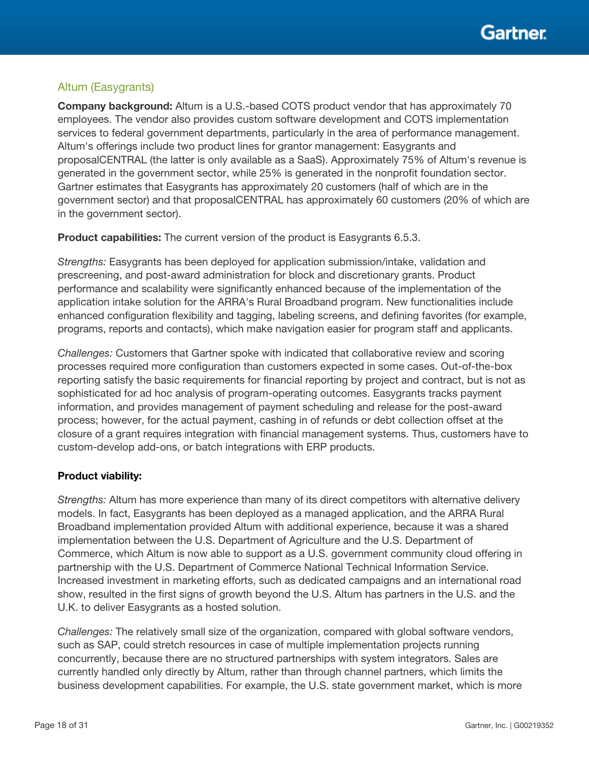### Altum (Easygrants)

**Company background:** Altum is a U.S.-based COTS product vendor that has approximately 70 employees. The vendor also provides custom software development and COTS implementation services to federal government departments, particularly in the area of performance management. Altum's offerings include two product lines for grantor management: Easygrants and proposalCENTRAL (the latter is only available as a SaaS). Approximately 75% of Altum's revenue is generated in the government sector, while 25% is generated in the nonprofit foundation sector. Gartner estimates that Easygrants has approximately 20 customers (half of which are in the government sector) and that proposalCENTRAL has approximately 60 customers (20% of which are in the government sector).

**Product capabilities:** The current version of the product is Easygrants 6.5.3.

*Strengths:* Easygrants has been deployed for application submission/intake, validation and prescreening, and post-award administration for block and discretionary grants. Product performance and scalability were significantly enhanced because of the implementation of the application intake solution for the ARRA's Rural Broadband program. New functionalities include enhanced configuration flexibility and tagging, labeling screens, and defining favorites (for example, programs, reports and contacts), which make navigation easier for program staff and applicants.

*Challenges:* Customers that Gartner spoke with indicated that collaborative review and scoring processes required more configuration than customers expected in some cases. Out-of-the-box reporting satisfy the basic requirements for financial reporting by project and contract, but is not as sophisticated for ad hoc analysis of program-operating outcomes. Easygrants tracks payment information, and provides management of payment scheduling and release for the post-award process; however, for the actual payment, cashing in of refunds or debt collection offset at the closure of a grant requires integration with financial management systems. Thus, customers have to custom-develop add-ons, or batch integrations with ERP products.

**Product viability:**

*Strengths:* Altum has more experience than many of its direct competitors with alternative delivery models. In fact, Easygrants has been deployed as a managed application, and the ARRA Rural Broadband implementation provided Altum with additional experience, because it was a shared implementation between the U.S. Department of Agriculture and the U.S. Department of Commerce, which Altum is now able to support as a U.S. government community cloud offering in partnership with the U.S. Department of Commerce National Technical Information Service. Increased investment in marketing efforts, such as dedicated campaigns and an international road show, resulted in the first signs of growth beyond the U.S. Altum has partners in the U.S. and the U.K. to deliver Easygrants as a hosted solution.

*Challenges:* The relatively small size of the organization, compared with global software vendors, such as SAP, could stretch resources in case of multiple implementation projects running concurrently, because there are no structured partnerships with system integrators. Sales are currently handled only directly by Altum, rather than through channel partners, which limits the business development capabilities. For example, the U.S. state government market, which is more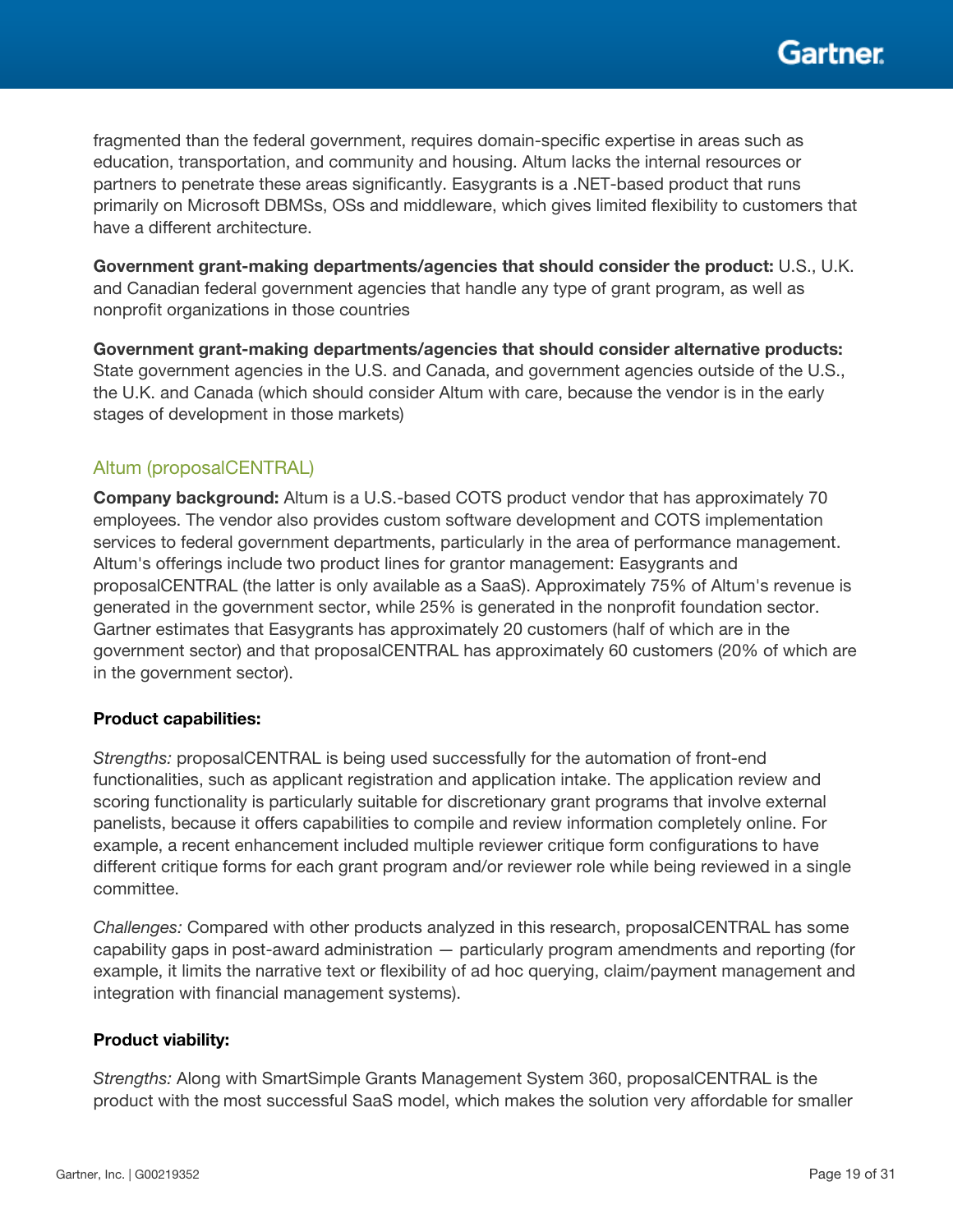fragmented than the federal government, requires domain-specific expertise in areas such as education, transportation, and community and housing. Altum lacks the internal resources or partners to penetrate these areas significantly. Easygrants is a .NET-based product that runs primarily on Microsoft DBMSs, OSs and middleware, which gives limited flexibility to customers that have a different architecture.

**Government grant-making departments/agencies that should consider the product:** U.S., U.K. and Canadian federal government agencies that handle any type of grant program, as well as nonprofit organizations in those countries

**Government grant-making departments/agencies that should consider alternative products:** State government agencies in the U.S. and Canada, and government agencies outside of the U.S., the U.K. and Canada (which should consider Altum with care, because the vendor is in the early stages of development in those markets)

### Altum (proposalCENTRAL)

**Company background:** Altum is a U.S.-based COTS product vendor that has approximately 70 employees. The vendor also provides custom software development and COTS implementation services to federal government departments, particularly in the area of performance management. Altum's offerings include two product lines for grantor management: Easygrants and proposalCENTRAL (the latter is only available as a SaaS). Approximately 75% of Altum's revenue is generated in the government sector, while 25% is generated in the nonprofit foundation sector. Gartner estimates that Easygrants has approximately 20 customers (half of which are in the government sector) and that proposalCENTRAL has approximately 60 customers (20% of which are in the government sector).

**Product capabilities:**

*Strengths:* proposalCENTRAL is being used successfully for the automation of front-end functionalities, such as applicant registration and application intake. The application review and scoring functionality is particularly suitable for discretionary grant programs that involve external panelists, because it offers capabilities to compile and review information completely online. For example, a recent enhancement included multiple reviewer critique form configurations to have different critique forms for each grant program and/or reviewer role while being reviewed in a single committee.

*Challenges:* Compared with other products analyzed in this research, proposalCENTRAL has some capability gaps in post-award administration — particularly program amendments and reporting (for example, it limits the narrative text or flexibility of ad hoc querying, claim/payment management and integration with financial management systems).

**Product viability:**

*Strengths:* Along with SmartSimple Grants Management System 360, proposalCENTRAL is the product with the most successful SaaS model, which makes the solution very affordable for smaller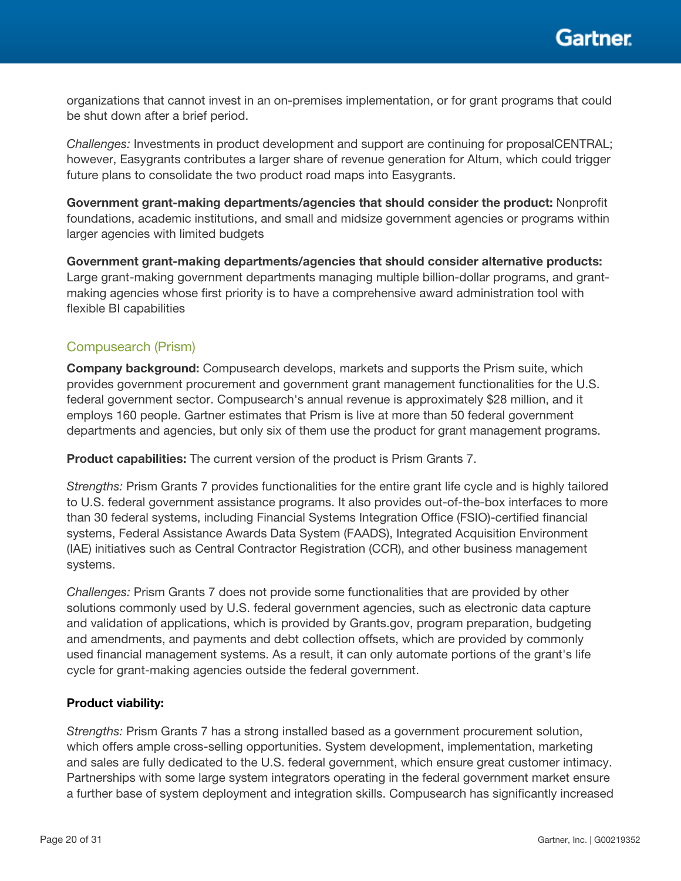organizations that cannot invest in an on-premises implementation, or for grant programs that could be shut down after a brief period.

*Challenges:* Investments in product development and support are continuing for proposalCENTRAL; however, Easygrants contributes a larger share of revenue generation for Altum, which could trigger future plans to consolidate the two product road maps into Easygrants.

**Government grant-making departments/agencies that should consider the product:** Nonprofit foundations, academic institutions, and small and midsize government agencies or programs within larger agencies with limited budgets

**Government grant-making departments/agencies that should consider alternative products:** Large grant-making government departments managing multiple billion-dollar programs, and grant-making agencies whose first priority is to have a comprehensive award administration tool with flexible BI capabilities

### Compusearch (Prism)

**Company background:** Compusearch develops, markets and supports the Prism suite, which provides government procurement and government grant management functionalities for the U.S. federal government sector. Compusearch's annual revenue is approximately $28 million, and it employs 160 people. Gartner estimates that Prism is live at more than 50 federal government departments and agencies, but only six of them use the product for grant management programs.

**Product capabilities:** The current version of the product is Prism Grants 7.

*Strengths:* Prism Grants 7 provides functionalities for the entire grant life cycle and is highly tailored to U.S. federal government assistance programs. It also provides out-of-the-box interfaces to more than 30 federal systems, including Financial Systems Integration Office (FSIO)-certified financial systems, Federal Assistance Awards Data System (FAADS), Integrated Acquisition Environment (IAE) initiatives such as Central Contractor Registration (CCR), and other business management systems.

*Challenges:* Prism Grants 7 does not provide some functionalities that are provided by other solutions commonly used by U.S. federal government agencies, such as electronic data capture and validation of applications, which is provided by Grants.gov, program preparation, budgeting and amendments, and payments and debt collection offsets, which are provided by commonly used financial management systems. As a result, it can only automate portions of the grant's life cycle for grant-making agencies outside the federal government.

**Product viability:**

*Strengths:* Prism Grants 7 has a strong installed based as a government procurement solution, which offers ample cross-selling opportunities. System development, implementation, marketing and sales are fully dedicated to the U.S. federal government, which ensure great customer intimacy. Partnerships with some large system integrators operating in the federal government market ensure a further base of system deployment and integration skills. Compusearch has significantly increased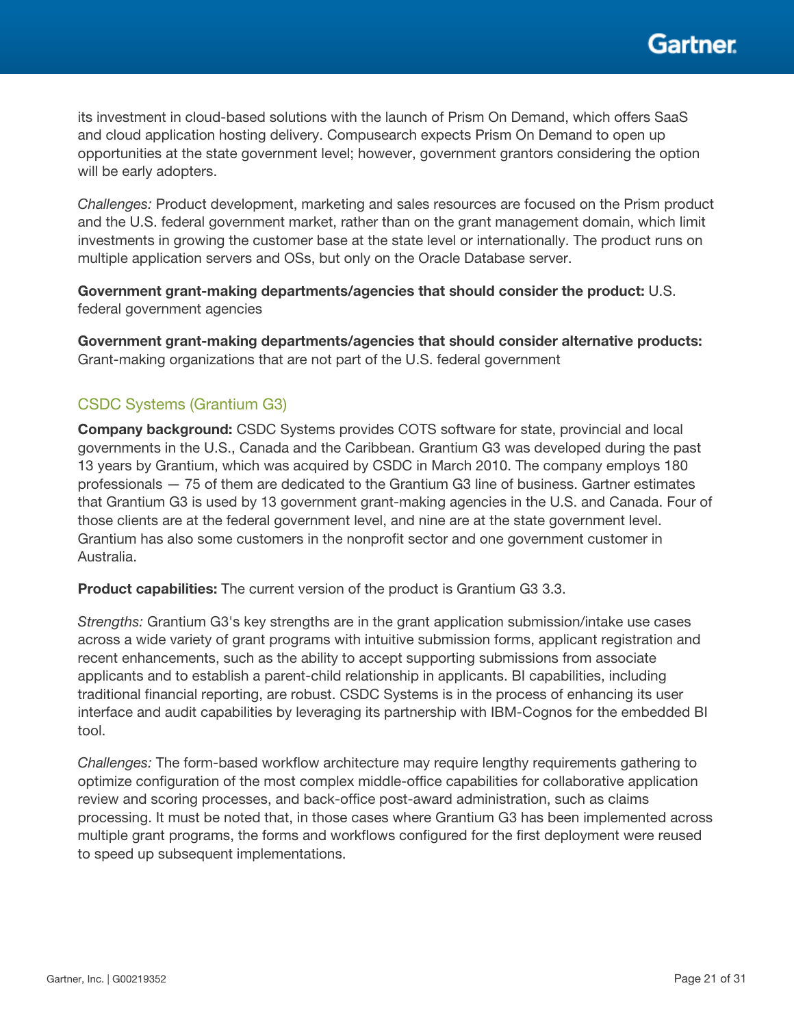its investment in cloud-based solutions with the launch of Prism On Demand, which offers SaaS and cloud application hosting delivery. Compusearch expects Prism On Demand to open up opportunities at the state government level; however, government grantors considering the option will be early adopters.

*Challenges:* Product development, marketing and sales resources are focused on the Prism product and the U.S. federal government market, rather than on the grant management domain, which limit investments in growing the customer base at the state level or internationally. The product runs on multiple application servers and OSs, but only on the Oracle Database server.

**Government grant-making departments/agencies that should consider the product:** U.S. federal government agencies

**Government grant-making departments/agencies that should consider alternative products:** Grant-making organizations that are not part of the U.S. federal government

### CSDC Systems (Grantium G3)

**Company background:** CSDC Systems provides COTS software for state, provincial and local governments in the U.S., Canada and the Caribbean. Grantium G3 was developed during the past 13 years by Grantium, which was acquired by CSDC in March 2010. The company employs 180 professionals — 75 of them are dedicated to the Grantium G3 line of business. Gartner estimates that Grantium G3 is used by 13 government grant-making agencies in the U.S. and Canada. Four of those clients are at the federal government level, and nine are at the state government level. Grantium has also some customers in the nonprofit sector and one government customer in Australia.

**Product capabilities:** The current version of the product is Grantium G3 3.3.

*Strengths:* Grantium G3's key strengths are in the grant application submission/intake use cases across a wide variety of grant programs with intuitive submission forms, applicant registration and recent enhancements, such as the ability to accept supporting submissions from associate applicants and to establish a parent-child relationship in applicants. BI capabilities, including traditional financial reporting, are robust. CSDC Systems is in the process of enhancing its user interface and audit capabilities by leveraging its partnership with IBM-Cognos for the embedded BI tool.

*Challenges:* The form-based workflow architecture may require lengthy requirements gathering to optimize configuration of the most complex middle-office capabilities for collaborative application review and scoring processes, and back-office post-award administration, such as claims processing. It must be noted that, in those cases where Grantium G3 has been implemented across multiple grant programs, the forms and workflows configured for the first deployment were reused to speed up subsequent implementations.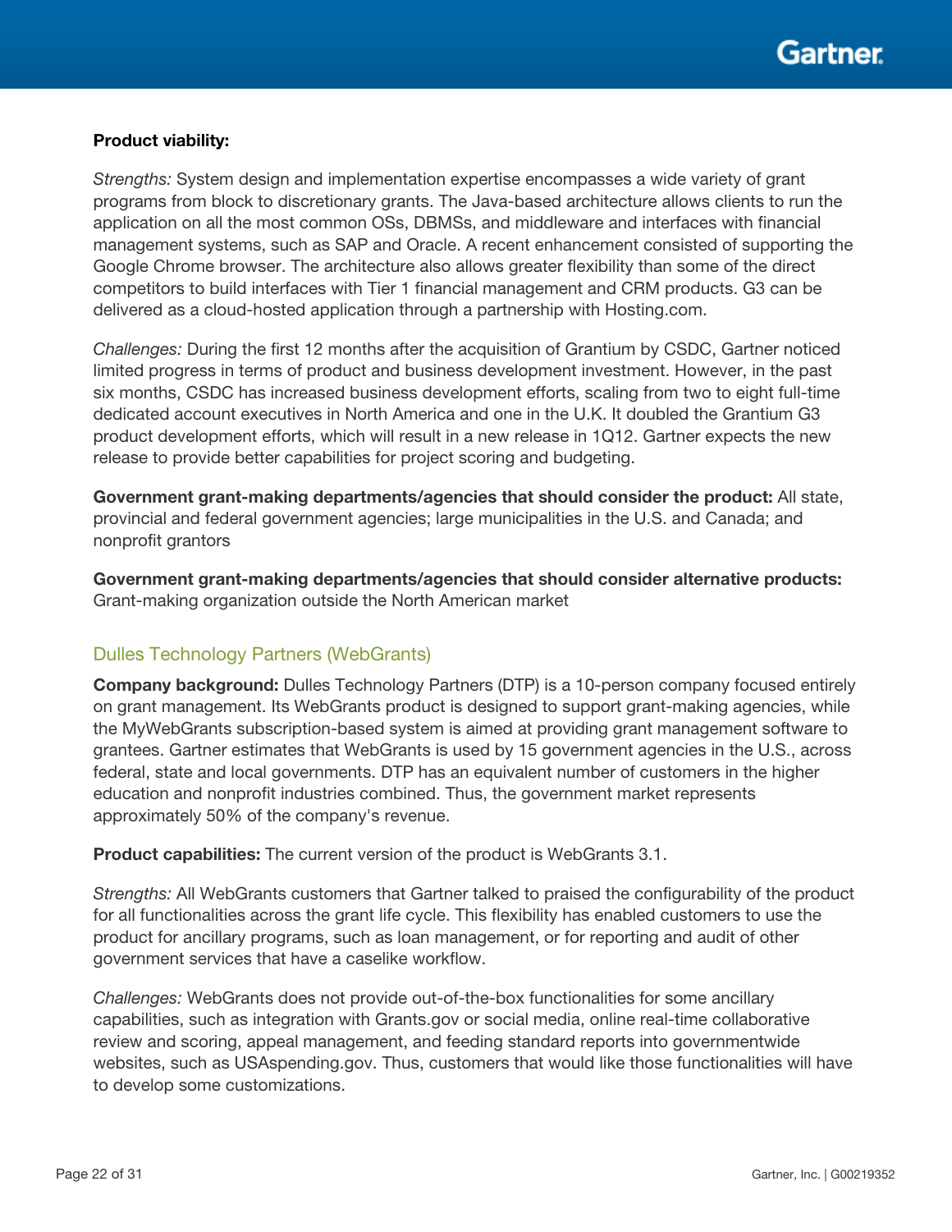**Product viability:**

*Strengths:* System design and implementation expertise encompasses a wide variety of grant programs from block to discretionary grants. The Java-based architecture allows clients to run the application on all the most common OSs, DBMSs, and middleware and interfaces with financial management systems, such as SAP and Oracle. A recent enhancement consisted of supporting the Google Chrome browser. The architecture also allows greater flexibility than some of the direct competitors to build interfaces with Tier 1 financial management and CRM products. G3 can be delivered as a cloud-hosted application through a partnership with Hosting.com.

*Challenges:* During the first 12 months after the acquisition of Grantium by CSDC, Gartner noticed limited progress in terms of product and business development investment. However, in the past six months, CSDC has increased business development efforts, scaling from two to eight full-time dedicated account executives in North America and one in the U.K. It doubled the Grantium G3 product development efforts, which will result in a new release in 1Q12. Gartner expects the new release to provide better capabilities for project scoring and budgeting.

**Government grant-making departments/agencies that should consider the product:** All state, provincial and federal government agencies; large municipalities in the U.S. and Canada; and nonprofit grantors

**Government grant-making departments/agencies that should consider alternative products:** Grant-making organization outside the North American market

### Dulles Technology Partners (WebGrants)

**Company background:** Dulles Technology Partners (DTP) is a 10-person company focused entirely on grant management. Its WebGrants product is designed to support grant-making agencies, while the MyWebGrants subscription-based system is aimed at providing grant management software to grantees. Gartner estimates that WebGrants is used by 15 government agencies in the U.S., across federal, state and local governments. DTP has an equivalent number of customers in the higher education and nonprofit industries combined. Thus, the government market represents approximately 50% of the company's revenue.

**Product capabilities:** The current version of the product is WebGrants 3.1.

*Strengths:* All WebGrants customers that Gartner talked to praised the configurability of the product for all functionalities across the grant life cycle. This flexibility has enabled customers to use the product for ancillary programs, such as loan management, or for reporting and audit of other government services that have a caselike workflow.

*Challenges:* WebGrants does not provide out-of-the-box functionalities for some ancillary capabilities, such as integration with Grants.gov or social media, online real-time collaborative review and scoring, appeal management, and feeding standard reports into governmentwide websites, such as USAspending.gov. Thus, customers that would like those functionalities will have to develop some customizations.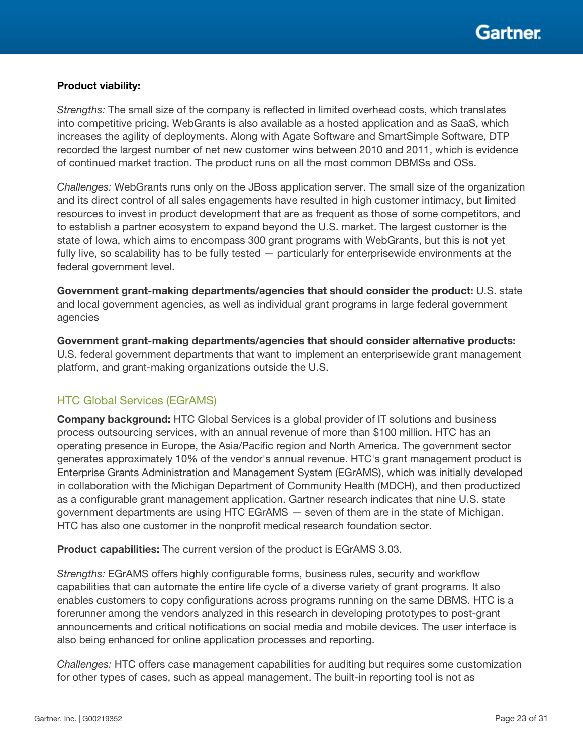**Product viability:**

*Strengths:* The small size of the company is reflected in limited overhead costs, which translates into competitive pricing. WebGrants is also available as a hosted application and as SaaS, which increases the agility of deployments. Along with Agate Software and SmartSimple Software, DTP recorded the largest number of net new customer wins between 2010 and 2011, which is evidence of continued market traction. The product runs on all the most common DBMSs and OSs.

*Challenges:* WebGrants runs only on the JBoss application server. The small size of the organization and its direct control of all sales engagements have resulted in high customer intimacy, but limited resources to invest in product development that are as frequent as those of some competitors, and to establish a partner ecosystem to expand beyond the U.S. market. The largest customer is the state of Iowa, which aims to encompass 300 grant programs with WebGrants, but this is not yet fully live, so scalability has to be fully tested — particularly for enterprisewide environments at the federal government level.

**Government grant-making departments/agencies that should consider the product:** U.S. state and local government agencies, as well as individual grant programs in large federal government agencies

**Government grant-making departments/agencies that should consider alternative products:** U.S. federal government departments that want to implement an enterprisewide grant management platform, and grant-making organizations outside the U.S.

### HTC Global Services (EGrAMS)

**Company background:** HTC Global Services is a global provider of IT solutions and business process outsourcing services, with an annual revenue of more than $100 million. HTC has an operating presence in Europe, the Asia/Pacific region and North America. The government sector generates approximately 10% of the vendor's annual revenue. HTC's grant management product is Enterprise Grants Administration and Management System (EGrAMS), which was initially developed in collaboration with the Michigan Department of Community Health (MDCH), and then productized as a configurable grant management application. Gartner research indicates that nine U.S. state government departments are using HTC EGrAMS — seven of them are in the state of Michigan. HTC has also one customer in the nonprofit medical research foundation sector.

**Product capabilities:** The current version of the product is EGrAMS 3.03.

*Strengths:* EGrAMS offers highly configurable forms, business rules, security and workflow capabilities that can automate the entire life cycle of a diverse variety of grant programs. It also enables customers to copy configurations across programs running on the same DBMS. HTC is a forerunner among the vendors analyzed in this research in developing prototypes to post-grant announcements and critical notifications on social media and mobile devices. The user interface is also being enhanced for online application processes and reporting.

*Challenges:* HTC offers case management capabilities for auditing but requires some customization for other types of cases, such as appeal management. The built-in reporting tool is not as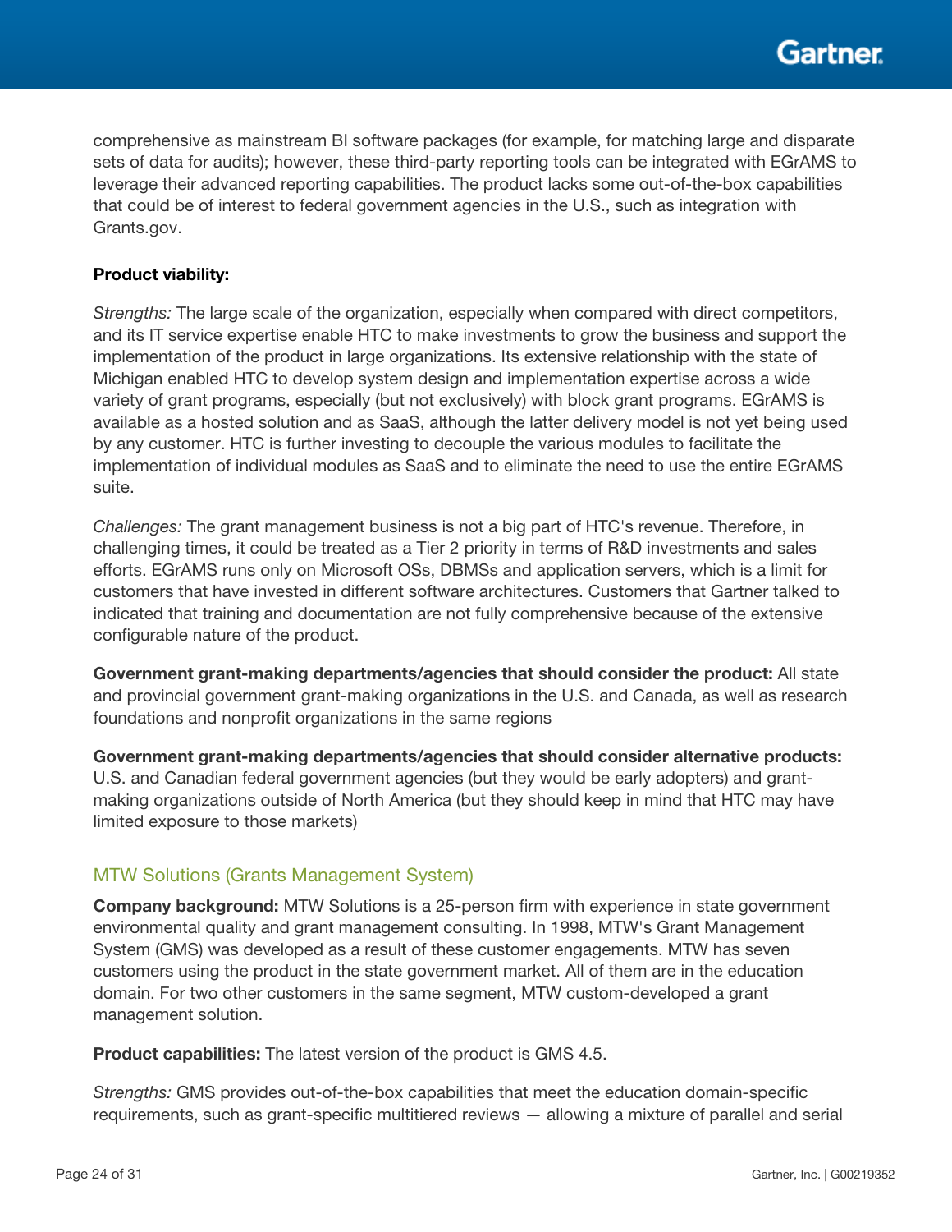comprehensive as mainstream BI software packages (for example, for matching large and disparate sets of data for audits); however, these third-party reporting tools can be integrated with EGrAMS to leverage their advanced reporting capabilities. The product lacks some out-of-the-box capabilities that could be of interest to federal government agencies in the U.S., such as integration with Grants.gov.

**Product viability:**

*Strengths:* The large scale of the organization, especially when compared with direct competitors, and its IT service expertise enable HTC to make investments to grow the business and support the implementation of the product in large organizations. Its extensive relationship with the state of Michigan enabled HTC to develop system design and implementation expertise across a wide variety of grant programs, especially (but not exclusively) with block grant programs. EGrAMS is available as a hosted solution and as SaaS, although the latter delivery model is not yet being used by any customer. HTC is further investing to decouple the various modules to facilitate the implementation of individual modules as SaaS and to eliminate the need to use the entire EGrAMS suite.

*Challenges:* The grant management business is not a big part of HTC's revenue. Therefore, in challenging times, it could be treated as a Tier 2 priority in terms of R&D investments and sales efforts. EGrAMS runs only on Microsoft OSs, DBMSs and application servers, which is a limit for customers that have invested in different software architectures. Customers that Gartner talked to indicated that training and documentation are not fully comprehensive because of the extensive configurable nature of the product.

**Government grant-making departments/agencies that should consider the product:** All state and provincial government grant-making organizations in the U.S. and Canada, as well as research foundations and nonprofit organizations in the same regions

**Government grant-making departments/agencies that should consider alternative products:** U.S. and Canadian federal government agencies (but they would be early adopters) and grant-making organizations outside of North America (but they should keep in mind that HTC may have limited exposure to those markets)

### MTW Solutions (Grants Management System)

**Company background:** MTW Solutions is a 25-person firm with experience in state government environmental quality and grant management consulting. In 1998, MTW's Grant Management System (GMS) was developed as a result of these customer engagements. MTW has seven customers using the product in the state government market. All of them are in the education domain. For two other customers in the same segment, MTW custom-developed a grant management solution.

**Product capabilities:** The latest version of the product is GMS 4.5.

*Strengths:* GMS provides out-of-the-box capabilities that meet the education domain-specific requirements, such as grant-specific multitiered reviews — allowing a mixture of parallel and serial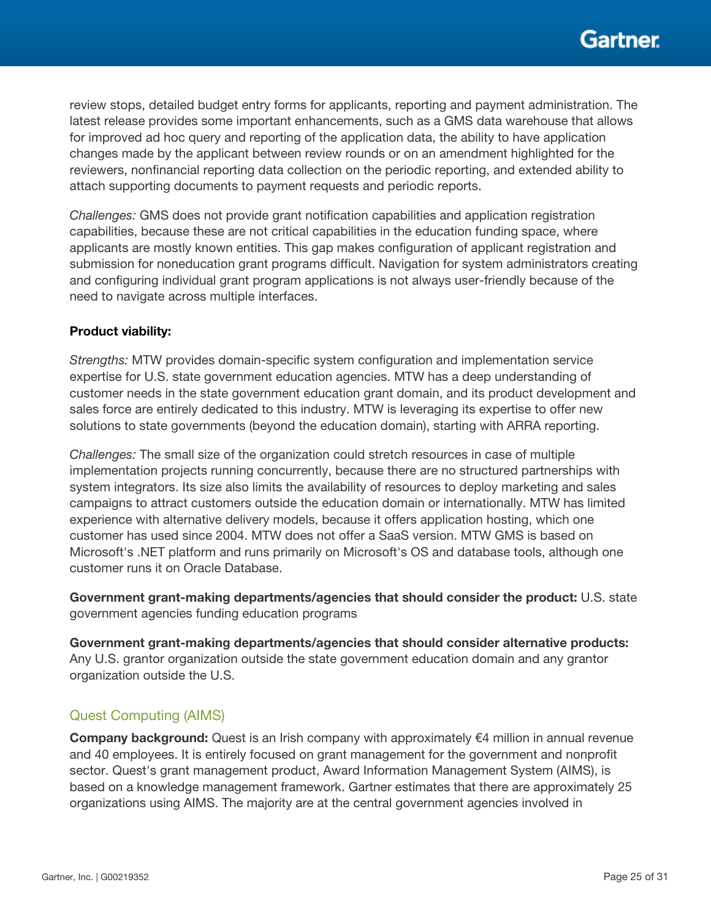review stops, detailed budget entry forms for applicants, reporting and payment administration. The latest release provides some important enhancements, such as a GMS data warehouse that allows for improved ad hoc query and reporting of the application data, the ability to have application changes made by the applicant between review rounds or on an amendment highlighted for the reviewers, nonfinancial reporting data collection on the periodic reporting, and extended ability to attach supporting documents to payment requests and periodic reports.

*Challenges:* GMS does not provide grant notification capabilities and application registration capabilities, because these are not critical capabilities in the education funding space, where applicants are mostly known entities. This gap makes configuration of applicant registration and submission for noneducation grant programs difficult. Navigation for system administrators creating and configuring individual grant program applications is not always user-friendly because of the need to navigate across multiple interfaces.

**Product viability:**

*Strengths:* MTW provides domain-specific system configuration and implementation service expertise for U.S. state government education agencies. MTW has a deep understanding of customer needs in the state government education grant domain, and its product development and sales force are entirely dedicated to this industry. MTW is leveraging its expertise to offer new solutions to state governments (beyond the education domain), starting with ARRA reporting.

*Challenges:* The small size of the organization could stretch resources in case of multiple implementation projects running concurrently, because there are no structured partnerships with system integrators. Its size also limits the availability of resources to deploy marketing and sales campaigns to attract customers outside the education domain or internationally. MTW has limited experience with alternative delivery models, because it offers application hosting, which one customer has used since 2004. MTW does not offer a SaaS version. MTW GMS is based on Microsoft's .NET platform and runs primarily on Microsoft's OS and database tools, although one customer runs it on Oracle Database.

**Government grant-making departments/agencies that should consider the product:** U.S. state government agencies funding education programs

**Government grant-making departments/agencies that should consider alternative products:** Any U.S. grantor organization outside the state government education domain and any grantor organization outside the U.S.

### Quest Computing (AIMS)

**Company background:** Quest is an Irish company with approximately €4 million in annual revenue and 40 employees. It is entirely focused on grant management for the government and nonprofit sector. Quest's grant management product, Award Information Management System (AIMS), is based on a knowledge management framework. Gartner estimates that there are approximately 25 organizations using AIMS. The majority are at the central government agencies involved in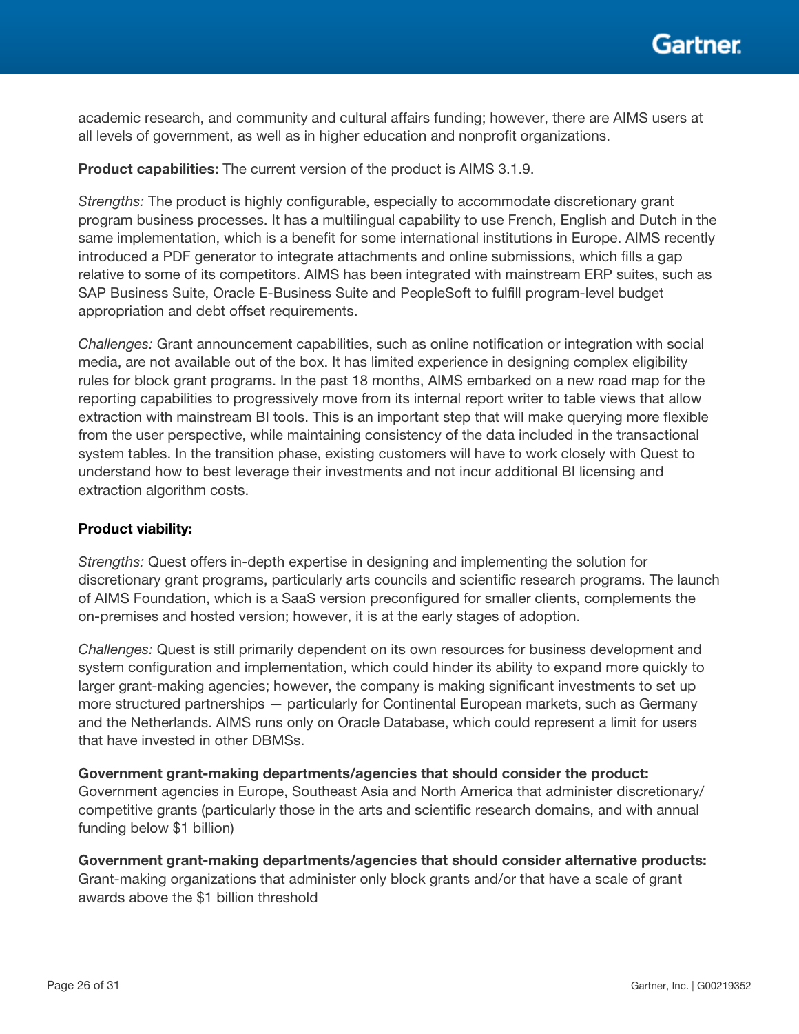academic research, and community and cultural affairs funding; however, there are AIMS users at all levels of government, as well as in higher education and nonprofit organizations.

**Product capabilities:** The current version of the product is AIMS 3.1.9.

*Strengths:* The product is highly configurable, especially to accommodate discretionary grant program business processes. It has a multilingual capability to use French, English and Dutch in the same implementation, which is a benefit for some international institutions in Europe. AIMS recently introduced a PDF generator to integrate attachments and online submissions, which fills a gap relative to some of its competitors. AIMS has been integrated with mainstream ERP suites, such as SAP Business Suite, Oracle E-Business Suite and PeopleSoft to fulfill program-level budget appropriation and debt offset requirements.

*Challenges:* Grant announcement capabilities, such as online notification or integration with social media, are not available out of the box. It has limited experience in designing complex eligibility rules for block grant programs. In the past 18 months, AIMS embarked on a new road map for the reporting capabilities to progressively move from its internal report writer to table views that allow extraction with mainstream BI tools. This is an important step that will make querying more flexible from the user perspective, while maintaining consistency of the data included in the transactional system tables. In the transition phase, existing customers will have to work closely with Quest to understand how to best leverage their investments and not incur additional BI licensing and extraction algorithm costs.

**Product viability:**

*Strengths:* Quest offers in-depth expertise in designing and implementing the solution for discretionary grant programs, particularly arts councils and scientific research programs. The launch of AIMS Foundation, which is a SaaS version preconfigured for smaller clients, complements the on-premises and hosted version; however, it is at the early stages of adoption.

*Challenges:* Quest is still primarily dependent on its own resources for business development and system configuration and implementation, which could hinder its ability to expand more quickly to larger grant-making agencies; however, the company is making significant investments to set up more structured partnerships — particularly for Continental European markets, such as Germany and the Netherlands. AIMS runs only on Oracle Database, which could represent a limit for users that have invested in other DBMSs.

**Government grant-making departments/agencies that should consider the product:**
Government agencies in Europe, Southeast Asia and North America that administer discretionary/competitive grants (particularly those in the arts and scientific research domains, and with annual funding below $1 billion)

**Government grant-making departments/agencies that should consider alternative products:**
Grant-making organizations that administer only block grants and/or that have a scale of grant awards above the $1 billion threshold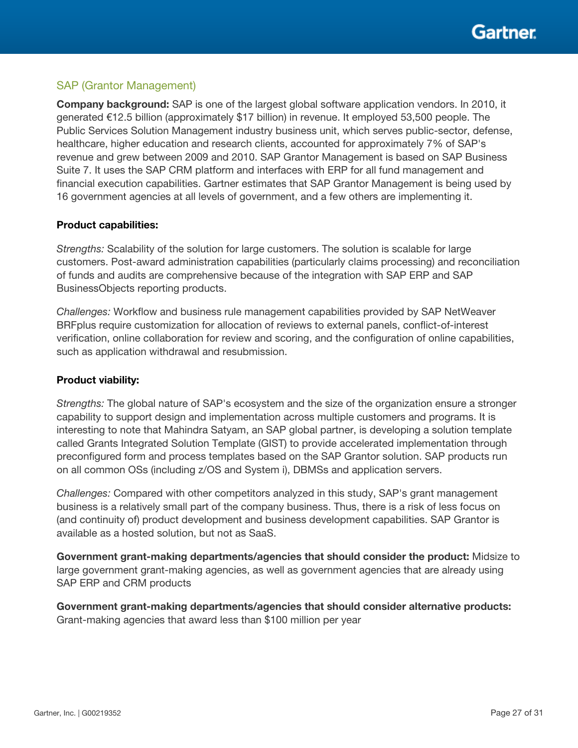### SAP (Grantor Management)

**Company background:** SAP is one of the largest global software application vendors. In 2010, it generated €12.5 billion (approximately $17 billion) in revenue. It employed 53,500 people. The Public Services Solution Management industry business unit, which serves public-sector, defense, healthcare, higher education and research clients, accounted for approximately 7% of SAP's revenue and grew between 2009 and 2010. SAP Grantor Management is based on SAP Business Suite 7. It uses the SAP CRM platform and interfaces with ERP for all fund management and financial execution capabilities. Gartner estimates that SAP Grantor Management is being used by 16 government agencies at all levels of government, and a few others are implementing it.

**Product capabilities:**

*Strengths:* Scalability of the solution for large customers. The solution is scalable for large customers. Post-award administration capabilities (particularly claims processing) and reconciliation of funds and audits are comprehensive because of the integration with SAP ERP and SAP BusinessObjects reporting products.

*Challenges:* Workflow and business rule management capabilities provided by SAP NetWeaver BRFplus require customization for allocation of reviews to external panels, conflict-of-interest verification, online collaboration for review and scoring, and the configuration of online capabilities, such as application withdrawal and resubmission.

**Product viability:**

*Strengths:* The global nature of SAP's ecosystem and the size of the organization ensure a stronger capability to support design and implementation across multiple customers and programs. It is interesting to note that Mahindra Satyam, an SAP global partner, is developing a solution template called Grants Integrated Solution Template (GIST) to provide accelerated implementation through preconfigured form and process templates based on the SAP Grantor solution. SAP products run on all common OSs (including z/OS and System i), DBMSs and application servers.

*Challenges:* Compared with other competitors analyzed in this study, SAP's grant management business is a relatively small part of the company business. Thus, there is a risk of less focus on (and continuity of) product development and business development capabilities. SAP Grantor is available as a hosted solution, but not as SaaS.

**Government grant-making departments/agencies that should consider the product:** Midsize to large government grant-making agencies, as well as government agencies that are already using SAP ERP and CRM products

**Government grant-making departments/agencies that should consider alternative products:** Grant-making agencies that award less than $100 million per year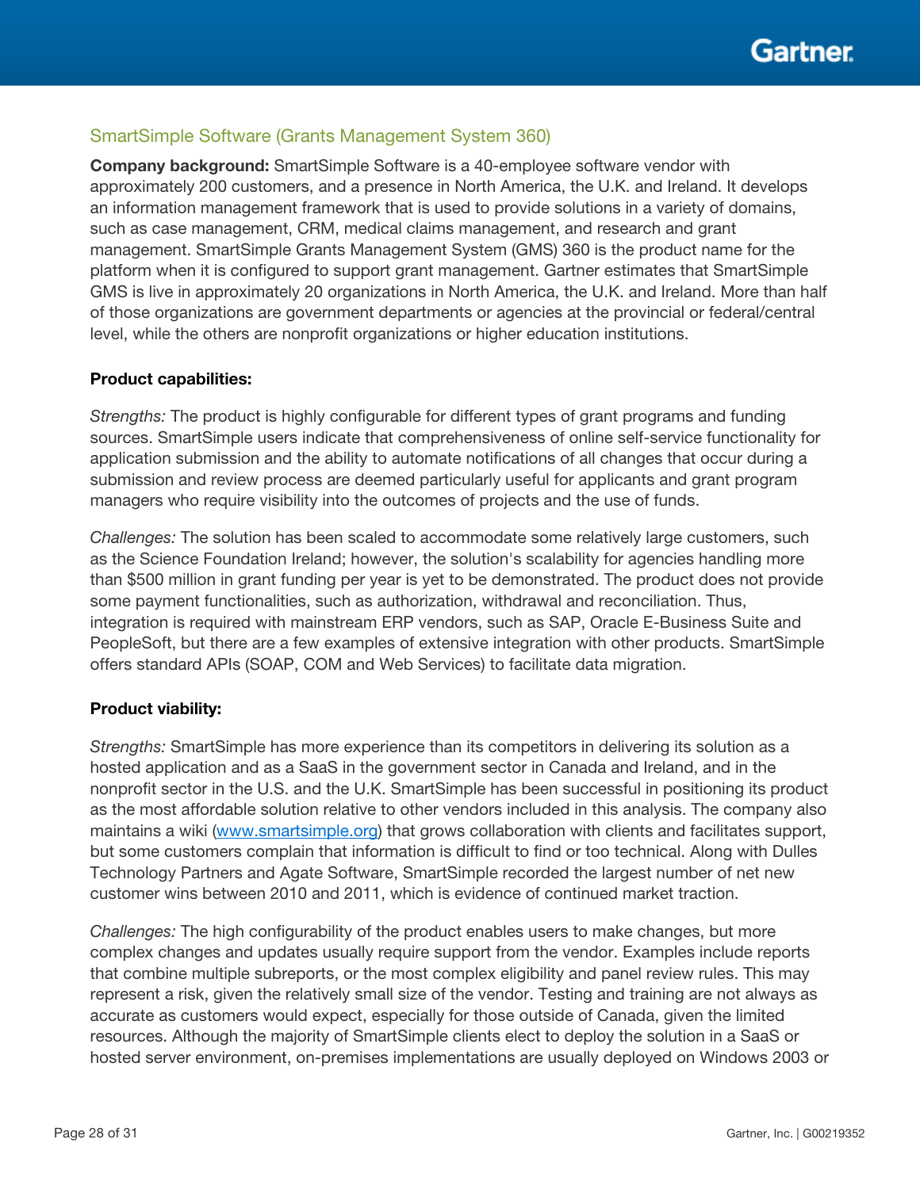### SmartSimple Software (Grants Management System 360)

**Company background:** SmartSimple Software is a 40-employee software vendor with approximately 200 customers, and a presence in North America, the U.K. and Ireland. It develops an information management framework that is used to provide solutions in a variety of domains, such as case management, CRM, medical claims management, and research and grant management. SmartSimple Grants Management System (GMS) 360 is the product name for the platform when it is configured to support grant management. Gartner estimates that SmartSimple GMS is live in approximately 20 organizations in North America, the U.K. and Ireland. More than half of those organizations are government departments or agencies at the provincial or federal/central level, while the others are nonprofit organizations or higher education institutions.

**Product capabilities:**

*Strengths:* The product is highly configurable for different types of grant programs and funding sources. SmartSimple users indicate that comprehensiveness of online self-service functionality for application submission and the ability to automate notifications of all changes that occur during a submission and review process are deemed particularly useful for applicants and grant program managers who require visibility into the outcomes of projects and the use of funds.

*Challenges:* The solution has been scaled to accommodate some relatively large customers, such as the Science Foundation Ireland; however, the solution's scalability for agencies handling more than $500 million in grant funding per year is yet to be demonstrated. The product does not provide some payment functionalities, such as authorization, withdrawal and reconciliation. Thus, integration is required with mainstream ERP vendors, such as SAP, Oracle E-Business Suite and PeopleSoft, but there are a few examples of extensive integration with other products. SmartSimple offers standard APIs (SOAP, COM and Web Services) to facilitate data migration.

**Product viability:**

*Strengths:* SmartSimple has more experience than its competitors in delivering its solution as a hosted application and as a SaaS in the government sector in Canada and Ireland, and in the nonprofit sector in the U.S. and the U.K. SmartSimple has been successful in positioning its product as the most affordable solution relative to other vendors included in this analysis. The company also maintains a wiki ([www.smartsimple.org](www.smartsimple.org)) that grows collaboration with clients and facilitates support, but some customers complain that information is difficult to find or too technical. Along with Dulles Technology Partners and Agate Software, SmartSimple recorded the largest number of net new customer wins between 2010 and 2011, which is evidence of continued market traction.

*Challenges:* The high configurability of the product enables users to make changes, but more complex changes and updates usually require support from the vendor. Examples include reports that combine multiple subreports, or the most complex eligibility and panel review rules. This may represent a risk, given the relatively small size of the vendor. Testing and training are not always as accurate as customers would expect, especially for those outside of Canada, given the limited resources. Although the majority of SmartSimple clients elect to deploy the solution in a SaaS or hosted server environment, on-premises implementations are usually deployed on Windows 2003 or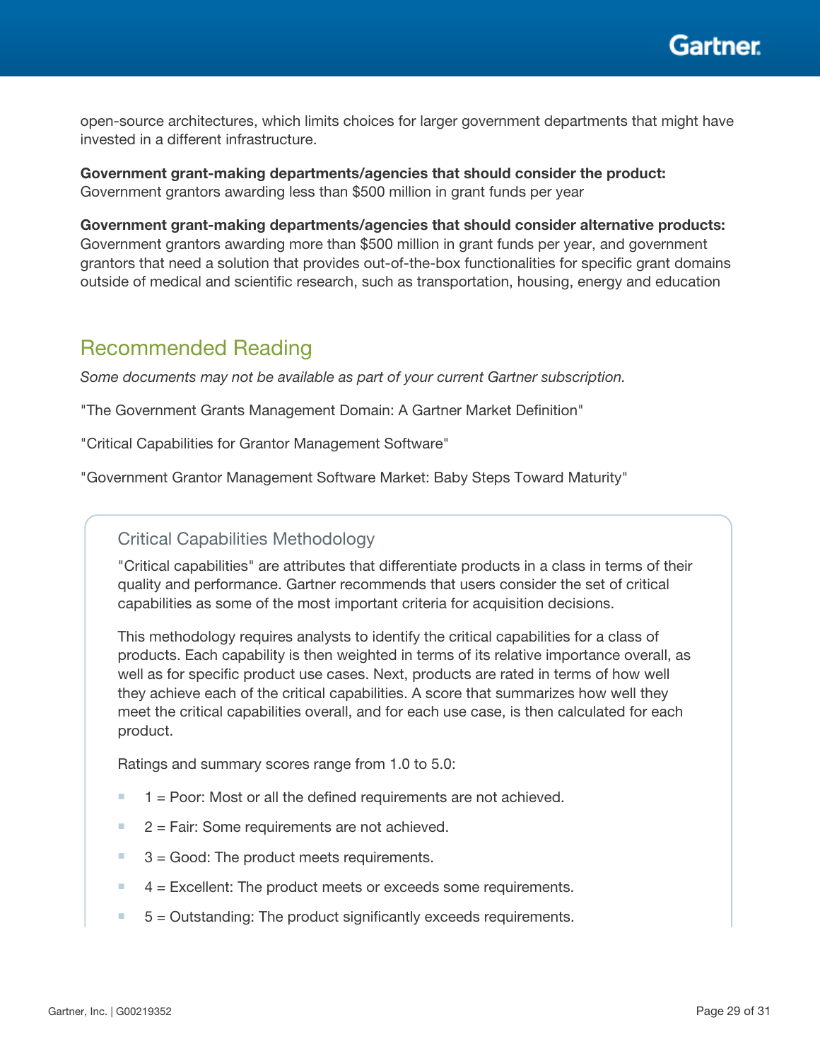open-source architectures, which limits choices for larger government departments that might have invested in a different infrastructure.

**Government grant-making departments/agencies that should consider the product:** Government grantors awarding less than $500 million in grant funds per year

**Government grant-making departments/agencies that should consider alternative products:** Government grantors awarding more than $500 million in grant funds per year, and government grantors that need a solution that provides out-of-the-box functionalities for specific grant domains outside of medical and scientific research, such as transportation, housing, energy and education

## Recommended Reading

*Some documents may not be available as part of your current Gartner subscription.*

"The Government Grants Management Domain: A Gartner Market Definition"

"Critical Capabilities for Grantor Management Software"

"Government Grantor Management Software Market: Baby Steps Toward Maturity"

### Critical Capabilities Methodology

"Critical capabilities" are attributes that differentiate products in a class in terms of their quality and performance. Gartner recommends that users consider the set of critical capabilities as some of the most important criteria for acquisition decisions.

This methodology requires analysts to identify the critical capabilities for a class of products. Each capability is then weighted in terms of its relative importance overall, as well as for specific product use cases. Next, products are rated in terms of how well they achieve each of the critical capabilities. A score that summarizes how well they meet the critical capabilities overall, and for each use case, is then calculated for each product.

Ratings and summary scores range from 1.0 to 5.0:

- 1 = Poor: Most or all the defined requirements are not achieved.
- 2 = Fair: Some requirements are not achieved.
- 3 = Good: The product meets requirements.
- 4 = Excellent: The product meets or exceeds some requirements.
- 5 = Outstanding: The product significantly exceeds requirements.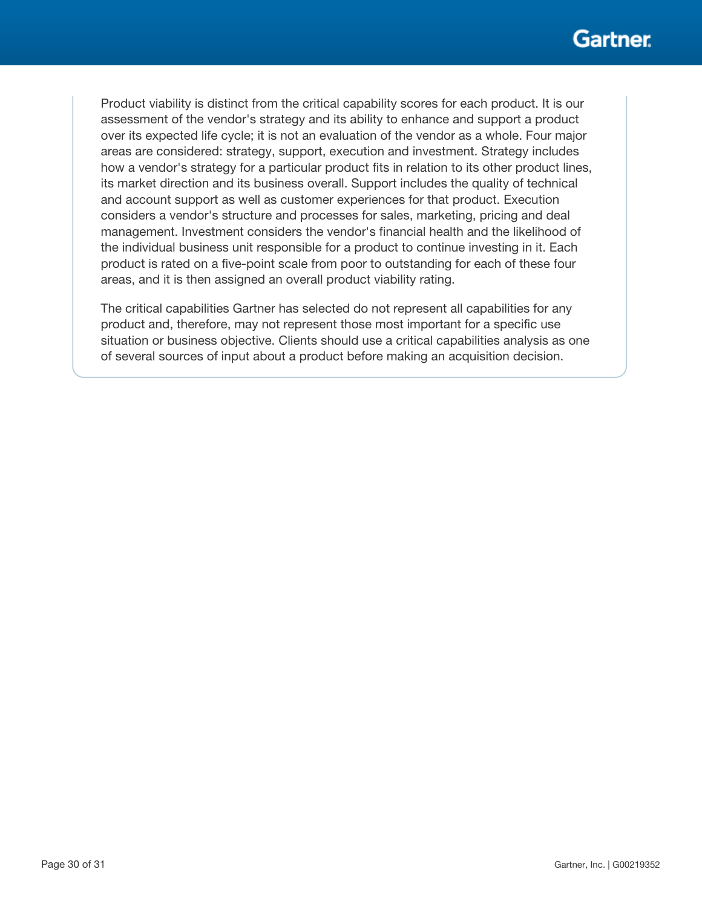Product viability is distinct from the critical capability scores for each product. It is our assessment of the vendor's strategy and its ability to enhance and support a product over its expected life cycle; it is not an evaluation of the vendor as a whole. Four major areas are considered: strategy, support, execution and investment. Strategy includes how a vendor's strategy for a particular product fits in relation to its other product lines, its market direction and its business overall. Support includes the quality of technical and account support as well as customer experiences for that product. Execution considers a vendor's structure and processes for sales, marketing, pricing and deal management. Investment considers the vendor's financial health and the likelihood of the individual business unit responsible for a product to continue investing in it. Each product is rated on a five-point scale from poor to outstanding for each of these four areas, and it is then assigned an overall product viability rating.

The critical capabilities Gartner has selected do not represent all capabilities for any product and, therefore, may not represent those most important for a specific use situation or business objective. Clients should use a critical capabilities analysis as one of several sources of input about a product before making an acquisition decision.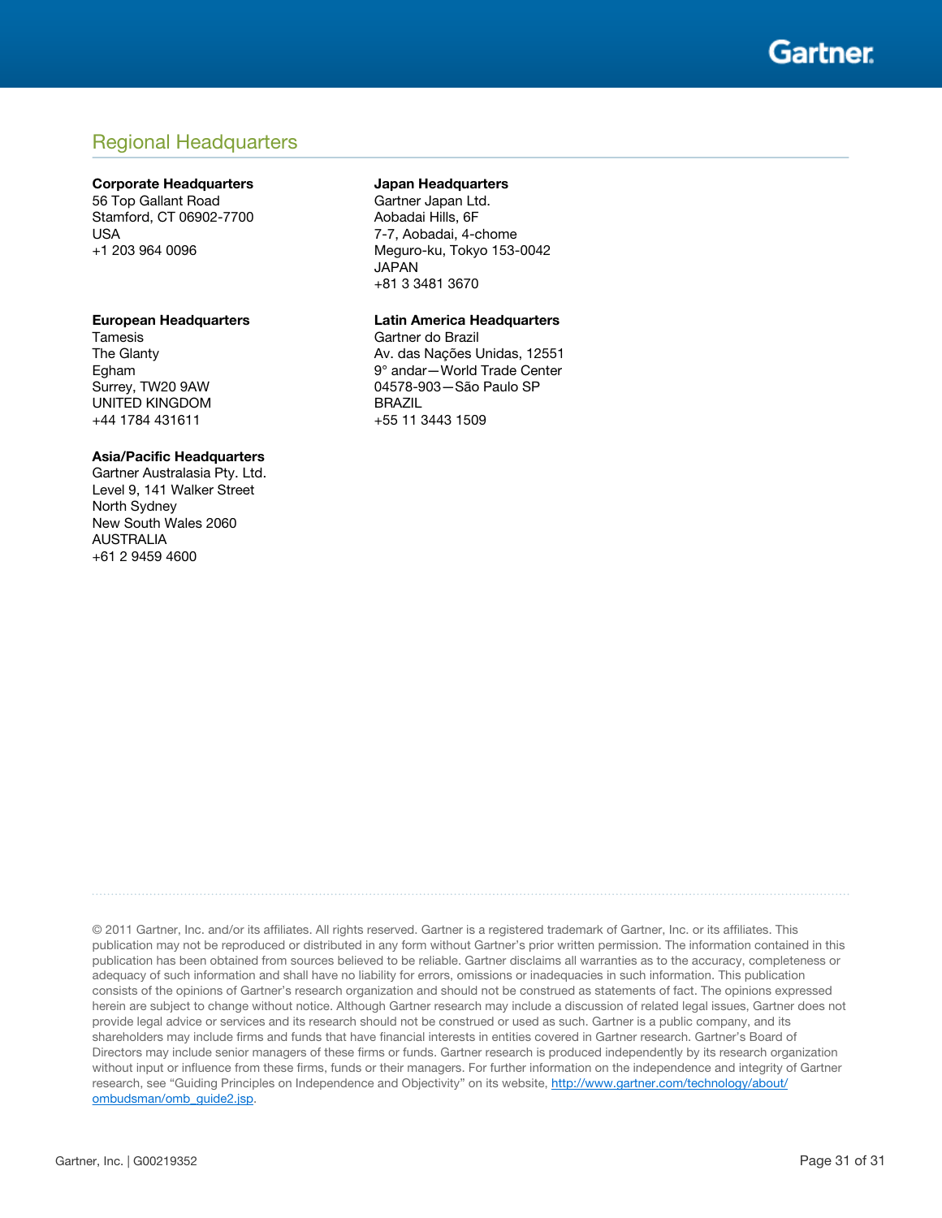## Regional Headquarters

**Corporate Headquarters**
56 Top Gallant Road
Stamford, CT 06902-7700
USA
+1 203 964 0096

**European Headquarters**
Tamesis
The Glanty
Egham
Surrey, TW20 9AW
UNITED KINGDOM
+44 1784 431611

**Asia/Pacific Headquarters**
Gartner Australasia Pty. Ltd.
Level 9, 141 Walker Street
North Sydney
New South Wales 2060
AUSTRALIA
+61 2 9459 4600

**Japan Headquarters**
Gartner Japan Ltd.
Aobadai Hills, 6F
7-7, Aobadai, 4-chome
Meguro-ku, Tokyo 153-0042
JAPAN
+81 3 3481 3670

**Latin America Headquarters**
Gartner do Brazil
Av. das Nações Unidas, 12551
9° andar—World Trade Center
04578-903—São Paulo SP
BRAZIL
+55 11 3443 1509

© 2011 Gartner, Inc. and/or its affiliates. All rights reserved. Gartner is a registered trademark of Gartner, Inc. or its affiliates. This publication may not be reproduced or distributed in any form without Gartner's prior written permission. The information contained in this publication has been obtained from sources believed to be reliable. Gartner disclaims all warranties as to the accuracy, completeness or adequacy of such information and shall have no liability for errors, omissions or inadequacies in such information. This publication consists of the opinions of Gartner's research organization and should not be construed as statements of fact. The opinions expressed herein are subject to change without notice. Although Gartner research may include a discussion of related legal issues, Gartner does not provide legal advice or services and its research should not be construed or used as such. Gartner is a public company, and its shareholders may include firms and funds that have financial interests in entities covered in Gartner research. Gartner's Board of Directors may include senior managers of these firms or funds. Gartner research is produced independently by its research organization without input or influence from these firms, funds or their managers. For further information on the independence and integrity of Gartner research, see "Guiding Principles on Independence and Objectivity" on its website, http://www.gartner.com/technology/about/ombudsman/omb_guide2.jsp.